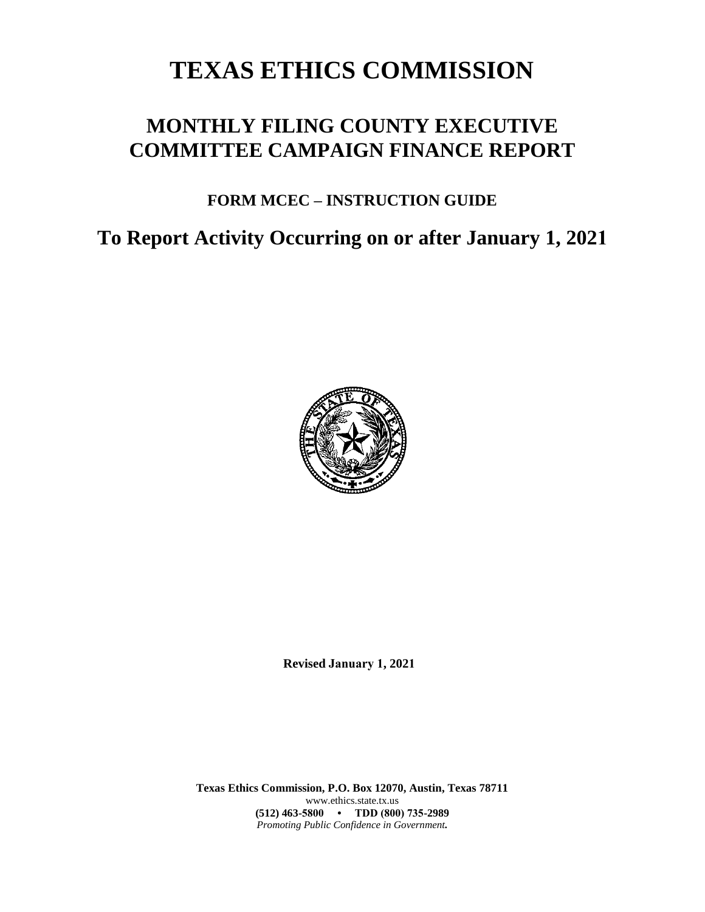# TEXAS ETHICS COMMISSION

## MONTHLY FILING COUNTY EXECUTIVE COMMITTEE CAMPAIGN FINANCE REPORT

### FORM MCEC – INSTRUCTION GUIDE

## To Report Activity Occurring on or after January 1, 2021

**Revised January 1, 2021**

**Texas Ethics Commission, P.O. Box 12070, Austin, Texas 78711**
www.ethics.state.tx.us
**(512) 463-5800 • TDD (800) 735-2989**
*Promoting Public Confidence in Government.*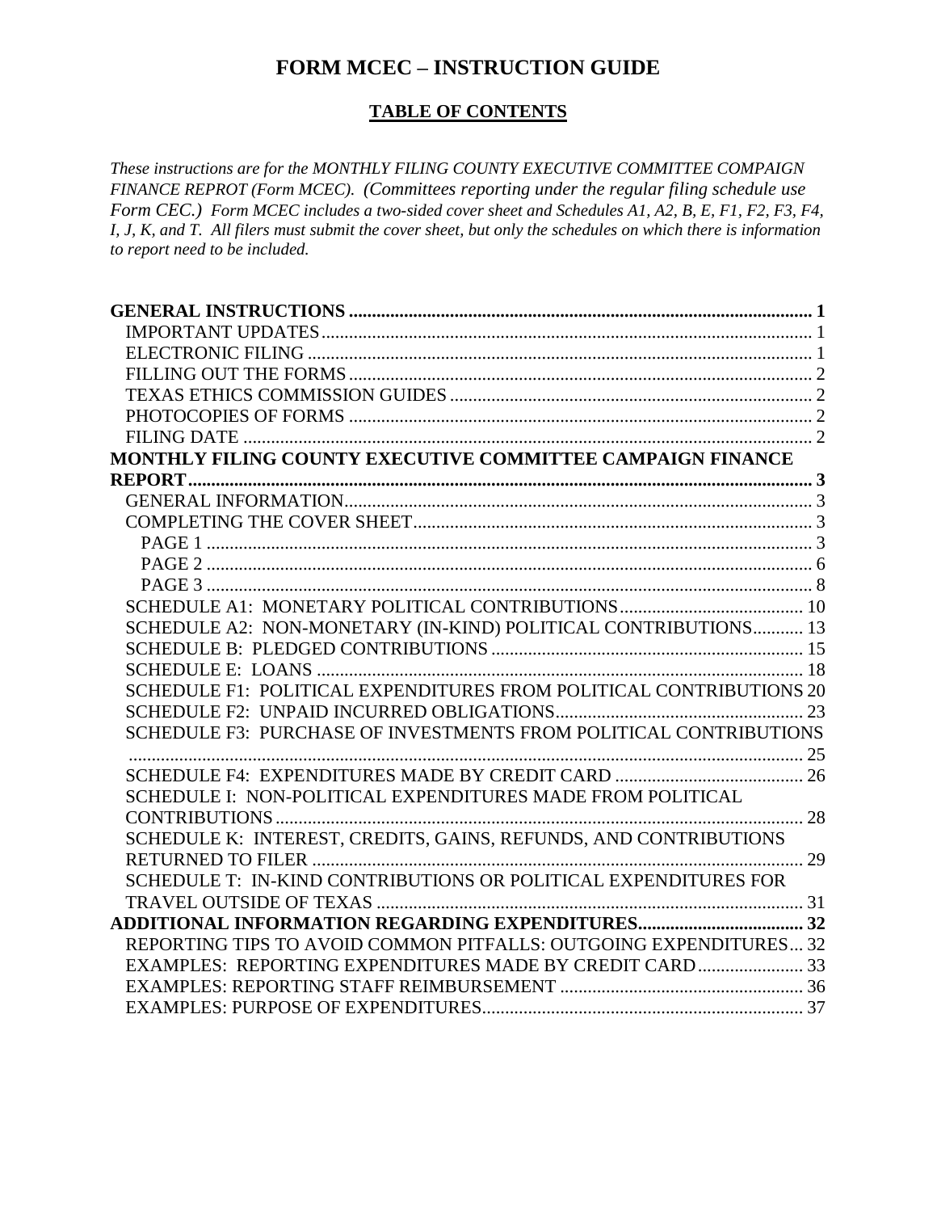# FORM MCEC – INSTRUCTION GUIDE

## TABLE OF CONTENTS

*These instructions are for the MONTHLY FILING COUNTY EXECUTIVE COMMITTEE COMPAIGN FINANCE REPROT (Form MCEC). (Committees reporting under the regular filing schedule use Form CEC.) Form MCEC includes a two-sided cover sheet and Schedules A1, A2, B, E, F1, F2, F3, F4, I, J, K, and T. All filers must submit the cover sheet, but only the schedules on which there is information to report need to be included.*

**GENERAL INSTRUCTIONS** ..... 1
- IMPORTANT UPDATES ..... 1
- ELECTRONIC FILING ..... 1
- FILLING OUT THE FORMS ..... 2
- TEXAS ETHICS COMMISSION GUIDES ..... 2
- PHOTOCOPIES OF FORMS ..... 2
- FILING DATE ..... 2

**MONTHLY FILING COUNTY EXECUTIVE COMMITTEE CAMPAIGN FINANCE REPORT** ..... 3
- GENERAL INFORMATION ..... 3
- COMPLETING THE COVER SHEET ..... 3
  - PAGE 1 ..... 3
  - PAGE 2 ..... 6
  - PAGE 3 ..... 8
- SCHEDULE A1: MONETARY POLITICAL CONTRIBUTIONS ..... 10
- SCHEDULE A2: NON-MONETARY (IN-KIND) POLITICAL CONTRIBUTIONS ..... 13
- SCHEDULE B: PLEDGED CONTRIBUTIONS ..... 15
- SCHEDULE E: LOANS ..... 18
- SCHEDULE F1: POLITICAL EXPENDITURES FROM POLITICAL CONTRIBUTIONS ..... 20
- SCHEDULE F2: UNPAID INCURRED OBLIGATIONS ..... 23
- SCHEDULE F3: PURCHASE OF INVESTMENTS FROM POLITICAL CONTRIBUTIONS ..... 25
- SCHEDULE F4: EXPENDITURES MADE BY CREDIT CARD ..... 26
- SCHEDULE I: NON-POLITICAL EXPENDITURES MADE FROM POLITICAL CONTRIBUTIONS ..... 28
- SCHEDULE K: INTEREST, CREDITS, GAINS, REFUNDS, AND CONTRIBUTIONS RETURNED TO FILER ..... 29
- SCHEDULE T: IN-KIND CONTRIBUTIONS OR POLITICAL EXPENDITURES FOR TRAVEL OUTSIDE OF TEXAS ..... 31

**ADDITIONAL INFORMATION REGARDING EXPENDITURES** ..... 32
- REPORTING TIPS TO AVOID COMMON PITFALLS: OUTGOING EXPENDITURES ..... 32
- EXAMPLES: REPORTING EXPENDITURES MADE BY CREDIT CARD ..... 33
- EXAMPLES: REPORTING STAFF REIMBURSEMENT ..... 36
- EXAMPLES: PURPOSE OF EXPENDITURES ..... 37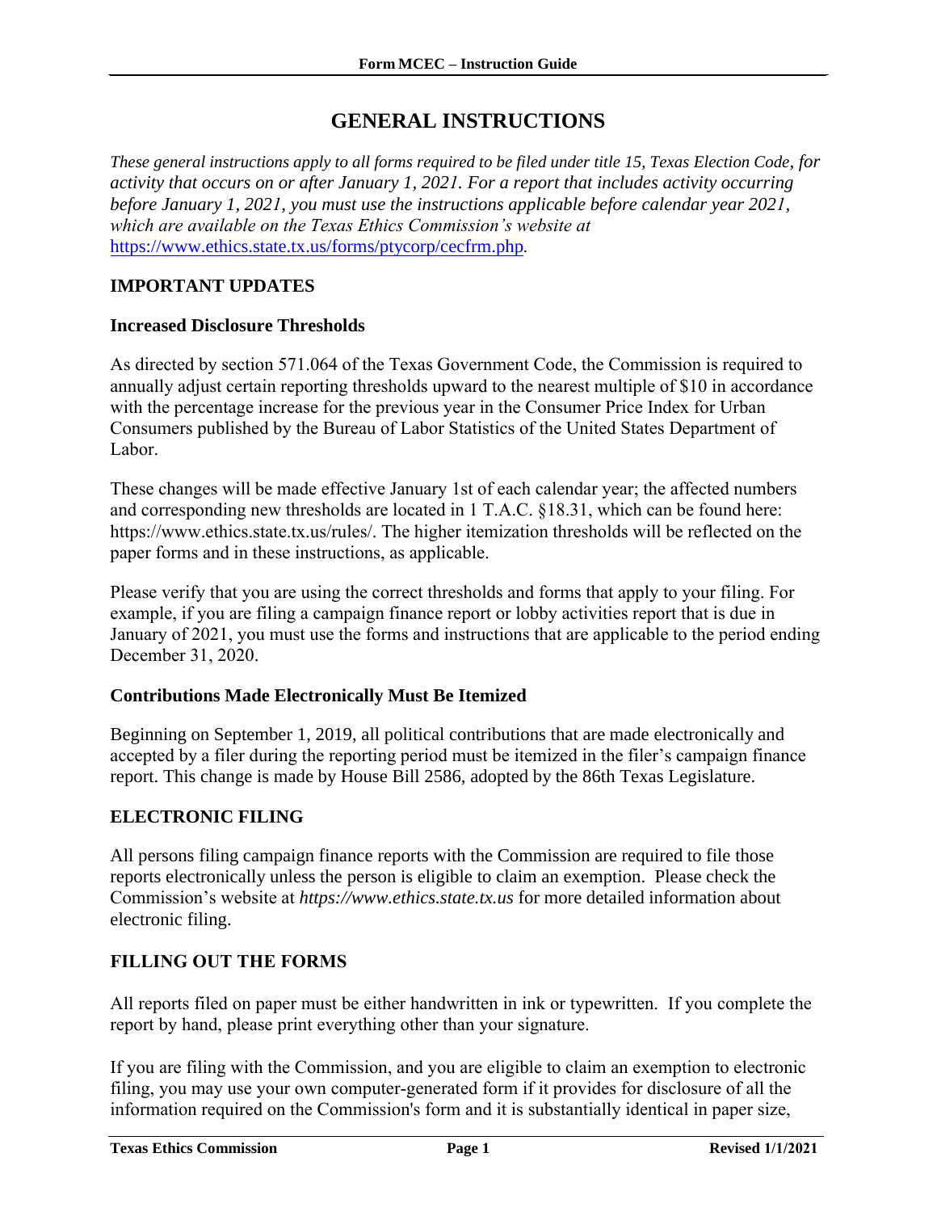# GENERAL INSTRUCTIONS

*These general instructions apply to all forms required to be filed under title 15, Texas Election Code, for activity that occurs on or after January 1, 2021. For a report that includes activity occurring before January 1, 2021, you must use the instructions applicable before calendar year 2021, which are available on the Texas Ethics Commission's website at* https://www.ethics.state.tx.us/forms/ptycorp/cecfrm.php.

## IMPORTANT UPDATES

### Increased Disclosure Thresholds

As directed by section 571.064 of the Texas Government Code, the Commission is required to annually adjust certain reporting thresholds upward to the nearest multiple of $10 in accordance with the percentage increase for the previous year in the Consumer Price Index for Urban Consumers published by the Bureau of Labor Statistics of the United States Department of Labor.

These changes will be made effective January 1st of each calendar year; the affected numbers and corresponding new thresholds are located in 1 T.A.C. §18.31, which can be found here: https://www.ethics.state.tx.us/rules/. The higher itemization thresholds will be reflected on the paper forms and in these instructions, as applicable.

Please verify that you are using the correct thresholds and forms that apply to your filing. For example, if you are filing a campaign finance report or lobby activities report that is due in January of 2021, you must use the forms and instructions that are applicable to the period ending December 31, 2020.

### Contributions Made Electronically Must Be Itemized

Beginning on September 1, 2019, all political contributions that are made electronically and accepted by a filer during the reporting period must be itemized in the filer's campaign finance report. This change is made by House Bill 2586, adopted by the 86th Texas Legislature.

## ELECTRONIC FILING

All persons filing campaign finance reports with the Commission are required to file those reports electronically unless the person is eligible to claim an exemption. Please check the Commission's website at *https://www.ethics.state.tx.us* for more detailed information about electronic filing.

## FILLING OUT THE FORMS

All reports filed on paper must be either handwritten in ink or typewritten. If you complete the report by hand, please print everything other than your signature.

If you are filing with the Commission, and you are eligible to claim an exemption to electronic filing, you may use your own computer-generated form if it provides for disclosure of all the information required on the Commission's form and it is substantially identical in paper size,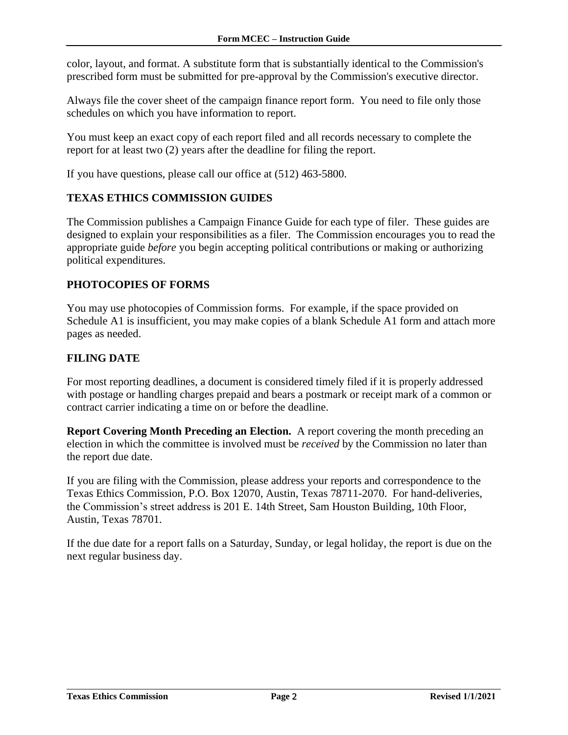color, layout, and format. A substitute form that is substantially identical to the Commission's prescribed form must be submitted for pre-approval by the Commission's executive director.

Always file the cover sheet of the campaign finance report form. You need to file only those schedules on which you have information to report.

You must keep an exact copy of each report filed and all records necessary to complete the report for at least two (2) years after the deadline for filing the report.

If you have questions, please call our office at (512) 463-5800.

## TEXAS ETHICS COMMISSION GUIDES

The Commission publishes a Campaign Finance Guide for each type of filer. These guides are designed to explain your responsibilities as a filer. The Commission encourages you to read the appropriate guide *before* you begin accepting political contributions or making or authorizing political expenditures.

## PHOTOCOPIES OF FORMS

You may use photocopies of Commission forms. For example, if the space provided on Schedule A1 is insufficient, you may make copies of a blank Schedule A1 form and attach more pages as needed.

## FILING DATE

For most reporting deadlines, a document is considered timely filed if it is properly addressed with postage or handling charges prepaid and bears a postmark or receipt mark of a common or contract carrier indicating a time on or before the deadline.

**Report Covering Month Preceding an Election.** A report covering the month preceding an election in which the committee is involved must be *received* by the Commission no later than the report due date.

If you are filing with the Commission, please address your reports and correspondence to the Texas Ethics Commission, P.O. Box 12070, Austin, Texas 78711-2070. For hand-deliveries, the Commission's street address is 201 E. 14th Street, Sam Houston Building, 10th Floor, Austin, Texas 78701.

If the due date for a report falls on a Saturday, Sunday, or legal holiday, the report is due on the next regular business day.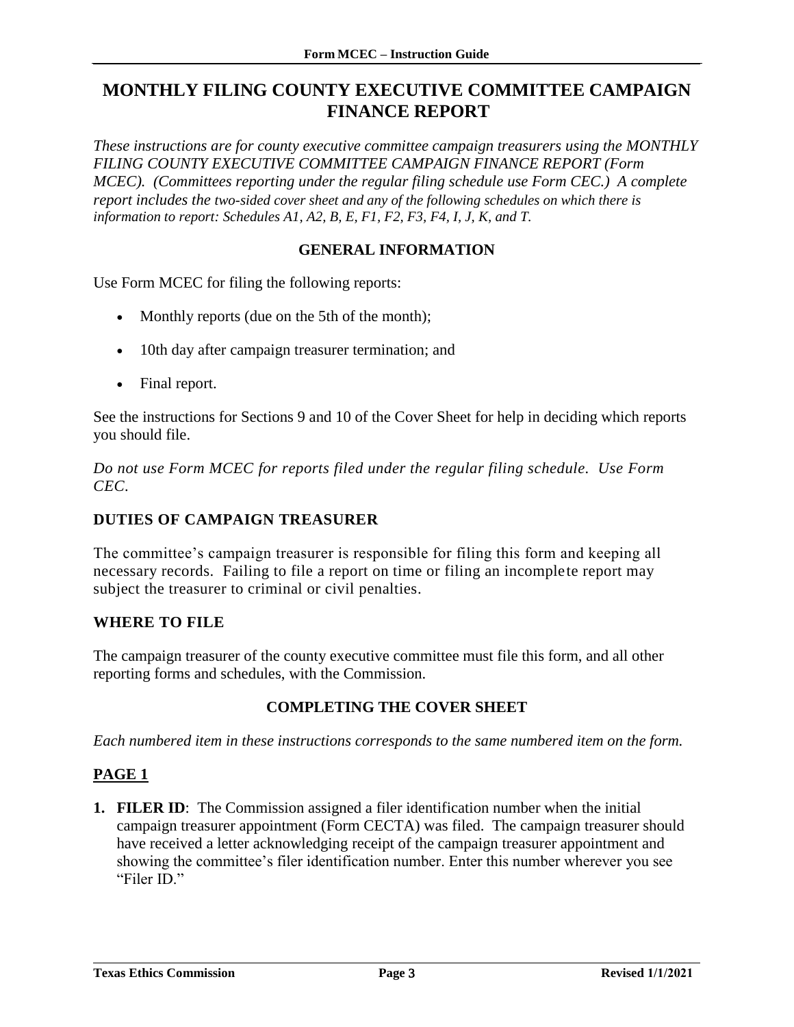# MONTHLY FILING COUNTY EXECUTIVE COMMITTEE CAMPAIGN FINANCE REPORT

*These instructions are for county executive committee campaign treasurers using the MONTHLY FILING COUNTY EXECUTIVE COMMITTEE CAMPAIGN FINANCE REPORT (Form MCEC). (Committees reporting under the regular filing schedule use Form CEC.) A complete report includes the two-sided cover sheet and any of the following schedules on which there is information to report: Schedules A1, A2, B, E, F1, F2, F3, F4, I, J, K, and T.*

## GENERAL INFORMATION

Use Form MCEC for filing the following reports:

- Monthly reports (due on the 5th of the month);
- 10th day after campaign treasurer termination; and
- Final report.

See the instructions for Sections 9 and 10 of the Cover Sheet for help in deciding which reports you should file.

*Do not use Form MCEC for reports filed under the regular filing schedule. Use Form CEC.*

### DUTIES OF CAMPAIGN TREASURER

The committee's campaign treasurer is responsible for filing this form and keeping all necessary records. Failing to file a report on time or filing an incomplete report may subject the treasurer to criminal or civil penalties.

### WHERE TO FILE

The campaign treasurer of the county executive committee must file this form, and all other reporting forms and schedules, with the Commission.

## COMPLETING THE COVER SHEET

*Each numbered item in these instructions corresponds to the same numbered item on the form.*

### PAGE 1

1. **FILER ID**: The Commission assigned a filer identification number when the initial campaign treasurer appointment (Form CECTA) was filed. The campaign treasurer should have received a letter acknowledging receipt of the campaign treasurer appointment and showing the committee's filer identification number. Enter this number wherever you see "Filer ID."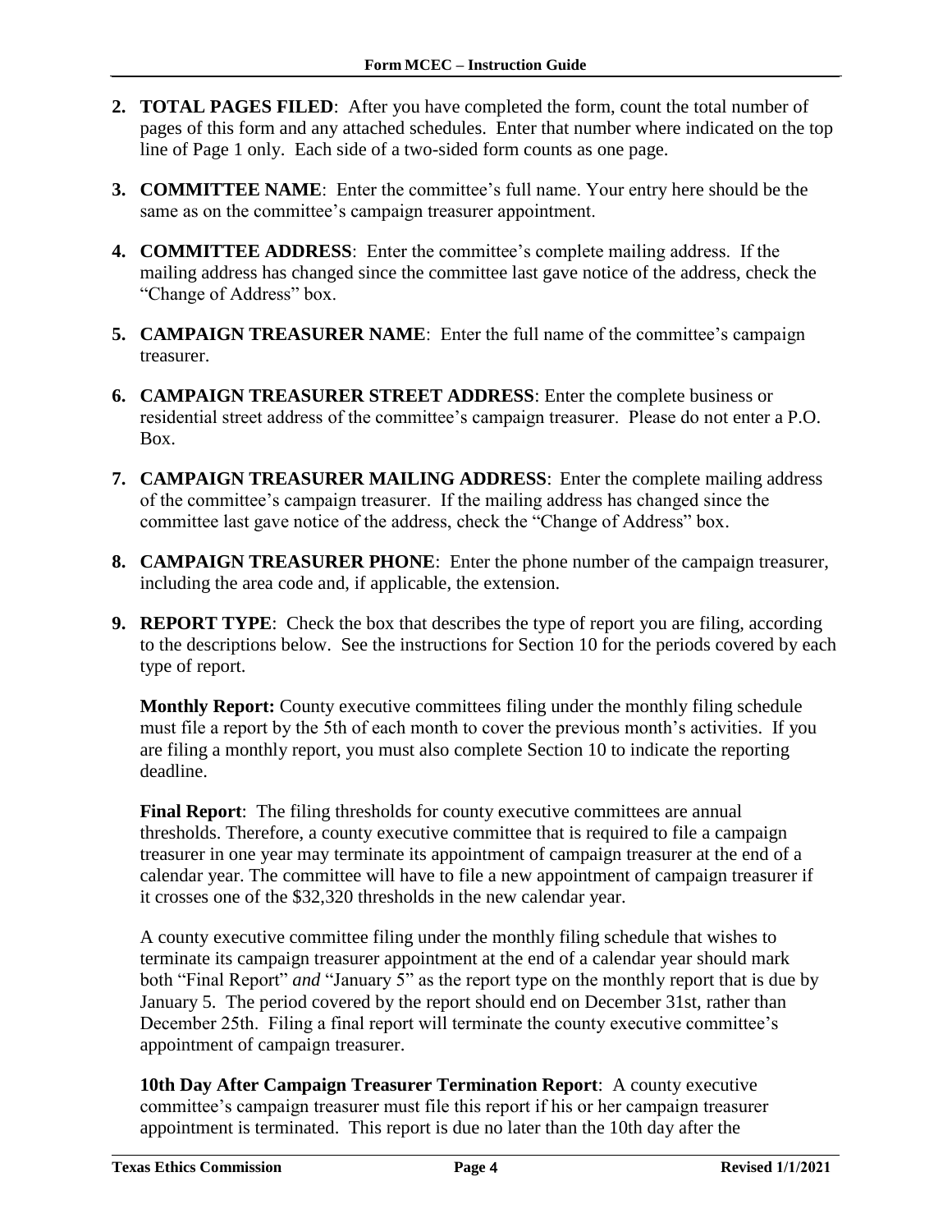2. **TOTAL PAGES FILED**: After you have completed the form, count the total number of pages of this form and any attached schedules. Enter that number where indicated on the top line of Page 1 only. Each side of a two-sided form counts as one page.

3. **COMMITTEE NAME**: Enter the committee's full name. Your entry here should be the same as on the committee's campaign treasurer appointment.

4. **COMMITTEE ADDRESS**: Enter the committee's complete mailing address. If the mailing address has changed since the committee last gave notice of the address, check the "Change of Address" box.

5. **CAMPAIGN TREASURER NAME**: Enter the full name of the committee's campaign treasurer.

6. **CAMPAIGN TREASURER STREET ADDRESS**: Enter the complete business or residential street address of the committee's campaign treasurer. Please do not enter a P.O. Box.

7. **CAMPAIGN TREASURER MAILING ADDRESS**: Enter the complete mailing address of the committee's campaign treasurer. If the mailing address has changed since the committee last gave notice of the address, check the "Change of Address" box.

8. **CAMPAIGN TREASURER PHONE**: Enter the phone number of the campaign treasurer, including the area code and, if applicable, the extension.

9. **REPORT TYPE**: Check the box that describes the type of report you are filing, according to the descriptions below. See the instructions for Section 10 for the periods covered by each type of report.

   **Monthly Report:** County executive committees filing under the monthly filing schedule must file a report by the 5th of each month to cover the previous month's activities. If you are filing a monthly report, you must also complete Section 10 to indicate the reporting deadline.

   **Final Report**: The filing thresholds for county executive committees are annual thresholds. Therefore, a county executive committee that is required to file a campaign treasurer in one year may terminate its appointment of campaign treasurer at the end of a calendar year. The committee will have to file a new appointment of campaign treasurer if it crosses one of the $32,320 thresholds in the new calendar year.

   A county executive committee filing under the monthly filing schedule that wishes to terminate its campaign treasurer appointment at the end of a calendar year should mark both "Final Report" *and* "January 5" as the report type on the monthly report that is due by January 5. The period covered by the report should end on December 31st, rather than December 25th. Filing a final report will terminate the county executive committee's appointment of campaign treasurer.

   **10th Day After Campaign Treasurer Termination Report**: A county executive committee's campaign treasurer must file this report if his or her campaign treasurer appointment is terminated. This report is due no later than the 10th day after the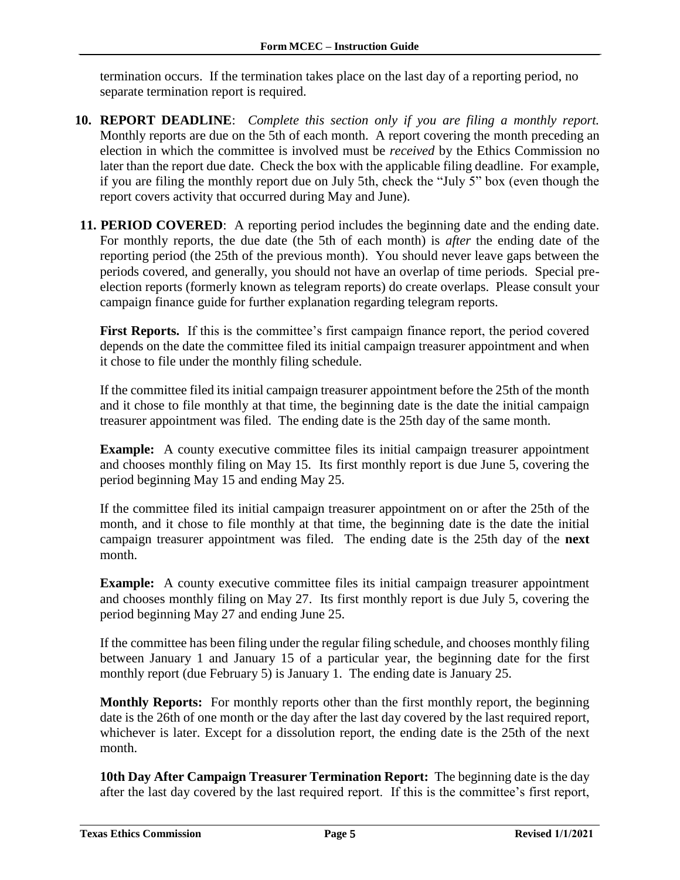termination occurs. If the termination takes place on the last day of a reporting period, no separate termination report is required.

**10. REPORT DEADLINE**: *Complete this section only if you are filing a monthly report.* Monthly reports are due on the 5th of each month. A report covering the month preceding an election in which the committee is involved must be *received* by the Ethics Commission no later than the report due date. Check the box with the applicable filing deadline. For example, if you are filing the monthly report due on July 5th, check the "July 5" box (even though the report covers activity that occurred during May and June).

**11. PERIOD COVERED**: A reporting period includes the beginning date and the ending date. For monthly reports, the due date (the 5th of each month) is *after* the ending date of the reporting period (the 25th of the previous month). You should never leave gaps between the periods covered, and generally, you should not have an overlap of time periods. Special pre-election reports (formerly known as telegram reports) do create overlaps. Please consult your campaign finance guide for further explanation regarding telegram reports.

**First Reports.** If this is the committee's first campaign finance report, the period covered depends on the date the committee filed its initial campaign treasurer appointment and when it chose to file under the monthly filing schedule.

If the committee filed its initial campaign treasurer appointment before the 25th of the month and it chose to file monthly at that time, the beginning date is the date the initial campaign treasurer appointment was filed. The ending date is the 25th day of the same month.

**Example:** A county executive committee files its initial campaign treasurer appointment and chooses monthly filing on May 15. Its first monthly report is due June 5, covering the period beginning May 15 and ending May 25.

If the committee filed its initial campaign treasurer appointment on or after the 25th of the month, and it chose to file monthly at that time, the beginning date is the date the initial campaign treasurer appointment was filed. The ending date is the 25th day of the **next** month.

**Example:** A county executive committee files its initial campaign treasurer appointment and chooses monthly filing on May 27. Its first monthly report is due July 5, covering the period beginning May 27 and ending June 25.

If the committee has been filing under the regular filing schedule, and chooses monthly filing between January 1 and January 15 of a particular year, the beginning date for the first monthly report (due February 5) is January 1. The ending date is January 25.

**Monthly Reports:** For monthly reports other than the first monthly report, the beginning date is the 26th of one month or the day after the last day covered by the last required report, whichever is later. Except for a dissolution report, the ending date is the 25th of the next month.

**10th Day After Campaign Treasurer Termination Report:** The beginning date is the day after the last day covered by the last required report. If this is the committee's first report,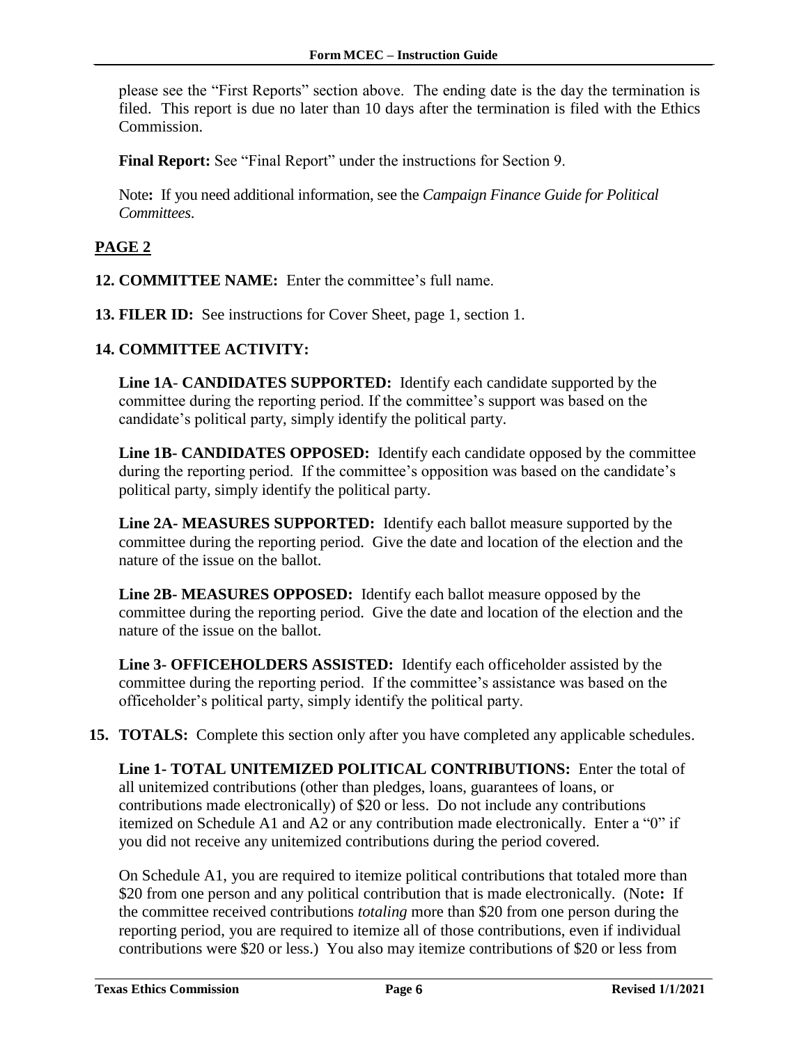please see the "First Reports" section above. The ending date is the day the termination is filed. This report is due no later than 10 days after the termination is filed with the Ethics Commission.

**Final Report:** See "Final Report" under the instructions for Section 9.

Note**:** If you need additional information, see the *Campaign Finance Guide for Political Committees*.

## PAGE 2

**12. COMMITTEE NAME:** Enter the committee's full name.

**13. FILER ID:** See instructions for Cover Sheet, page 1, section 1.

**14. COMMITTEE ACTIVITY:**

**Line 1A- CANDIDATES SUPPORTED:** Identify each candidate supported by the committee during the reporting period. If the committee's support was based on the candidate's political party, simply identify the political party.

**Line 1B- CANDIDATES OPPOSED:** Identify each candidate opposed by the committee during the reporting period. If the committee's opposition was based on the candidate's political party, simply identify the political party.

**Line 2A- MEASURES SUPPORTED:** Identify each ballot measure supported by the committee during the reporting period. Give the date and location of the election and the nature of the issue on the ballot.

**Line 2B- MEASURES OPPOSED:** Identify each ballot measure opposed by the committee during the reporting period. Give the date and location of the election and the nature of the issue on the ballot.

**Line 3- OFFICEHOLDERS ASSISTED:** Identify each officeholder assisted by the committee during the reporting period. If the committee's assistance was based on the officeholder's political party, simply identify the political party.

**15. TOTALS:** Complete this section only after you have completed any applicable schedules.

**Line 1- TOTAL UNITEMIZED POLITICAL CONTRIBUTIONS:** Enter the total of all unitemized contributions (other than pledges, loans, guarantees of loans, or contributions made electronically) of $20 or less. Do not include any contributions itemized on Schedule A1 and A2 or any contribution made electronically. Enter a "0" if you did not receive any unitemized contributions during the period covered.

On Schedule A1, you are required to itemize political contributions that totaled more than $20 from one person and any political contribution that is made electronically. (Note**:** If the committee received contributions *totaling* more than $20 from one person during the reporting period, you are required to itemize all of those contributions, even if individual contributions were $20 or less.) You also may itemize contributions of $20 or less from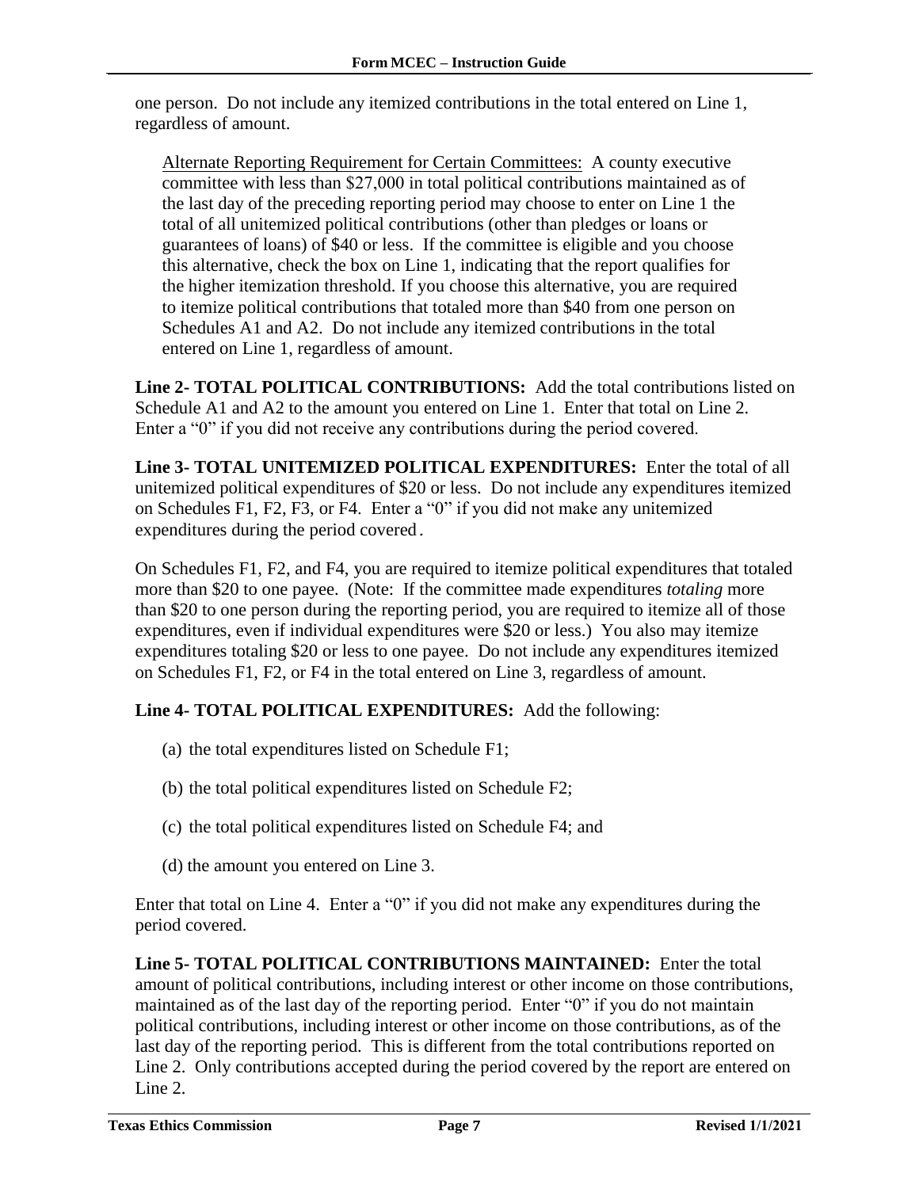one person. Do not include any itemized contributions in the total entered on Line 1, regardless of amount.

> Alternate Reporting Requirement for Certain Committees: A county executive committee with less than $27,000 in total political contributions maintained as of the last day of the preceding reporting period may choose to enter on Line 1 the total of all unitemized political contributions (other than pledges or loans or guarantees of loans) of $40 or less. If the committee is eligible and you choose this alternative, check the box on Line 1, indicating that the report qualifies for the higher itemization threshold. If you choose this alternative, you are required to itemize political contributions that totaled more than $40 from one person on Schedules A1 and A2. Do not include any itemized contributions in the total entered on Line 1, regardless of amount.

**Line 2- TOTAL POLITICAL CONTRIBUTIONS:** Add the total contributions listed on Schedule A1 and A2 to the amount you entered on Line 1. Enter that total on Line 2. Enter a "0" if you did not receive any contributions during the period covered.

**Line 3- TOTAL UNITEMIZED POLITICAL EXPENDITURES:** Enter the total of all unitemized political expenditures of $20 or less. Do not include any expenditures itemized on Schedules F1, F2, F3, or F4. Enter a "0" if you did not make any unitemized expenditures during the period covered.

On Schedules F1, F2, and F4, you are required to itemize political expenditures that totaled more than $20 to one payee. (Note: If the committee made expenditures *totaling* more than $20 to one person during the reporting period, you are required to itemize all of those expenditures, even if individual expenditures were $20 or less.) You also may itemize expenditures totaling $20 or less to one payee. Do not include any expenditures itemized on Schedules F1, F2, or F4 in the total entered on Line 3, regardless of amount.

**Line 4- TOTAL POLITICAL EXPENDITURES:** Add the following:

(a) the total expenditures listed on Schedule F1;

(b) the total political expenditures listed on Schedule F2;

(c) the total political expenditures listed on Schedule F4; and

(d) the amount you entered on Line 3.

Enter that total on Line 4. Enter a "0" if you did not make any expenditures during the period covered.

**Line 5- TOTAL POLITICAL CONTRIBUTIONS MAINTAINED:** Enter the total amount of political contributions, including interest or other income on those contributions, maintained as of the last day of the reporting period. Enter "0" if you do not maintain political contributions, including interest or other income on those contributions, as of the last day of the reporting period. This is different from the total contributions reported on Line 2. Only contributions accepted during the period covered by the report are entered on Line 2.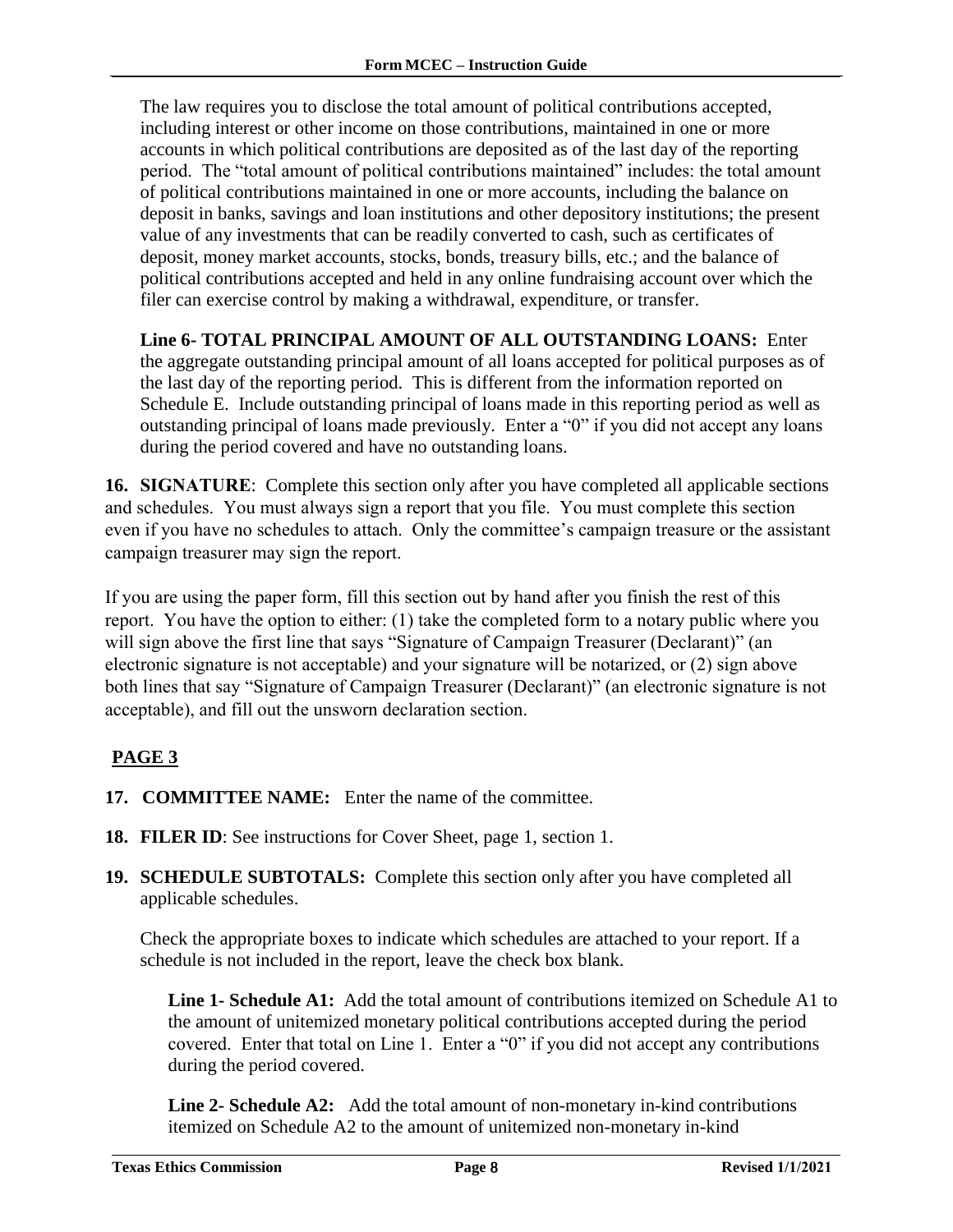The law requires you to disclose the total amount of political contributions accepted, including interest or other income on those contributions, maintained in one or more accounts in which political contributions are deposited as of the last day of the reporting period. The "total amount of political contributions maintained" includes: the total amount of political contributions maintained in one or more accounts, including the balance on deposit in banks, savings and loan institutions and other depository institutions; the present value of any investments that can be readily converted to cash, such as certificates of deposit, money market accounts, stocks, bonds, treasury bills, etc.; and the balance of political contributions accepted and held in any online fundraising account over which the filer can exercise control by making a withdrawal, expenditure, or transfer.

**Line 6- TOTAL PRINCIPAL AMOUNT OF ALL OUTSTANDING LOANS:** Enter the aggregate outstanding principal amount of all loans accepted for political purposes as of the last day of the reporting period. This is different from the information reported on Schedule E. Include outstanding principal of loans made in this reporting period as well as outstanding principal of loans made previously. Enter a "0" if you did not accept any loans during the period covered and have no outstanding loans.

**16. SIGNATURE**: Complete this section only after you have completed all applicable sections and schedules. You must always sign a report that you file. You must complete this section even if you have no schedules to attach. Only the committee's campaign treasure or the assistant campaign treasurer may sign the report.

If you are using the paper form, fill this section out by hand after you finish the rest of this report. You have the option to either: (1) take the completed form to a notary public where you will sign above the first line that says "Signature of Campaign Treasurer (Declarant)" (an electronic signature is not acceptable) and your signature will be notarized, or (2) sign above both lines that say "Signature of Campaign Treasurer (Declarant)" (an electronic signature is not acceptable), and fill out the unsworn declaration section.

## PAGE 3

**17. COMMITTEE NAME:** Enter the name of the committee.

**18. FILER ID**: See instructions for Cover Sheet, page 1, section 1.

**19. SCHEDULE SUBTOTALS:** Complete this section only after you have completed all applicable schedules.

Check the appropriate boxes to indicate which schedules are attached to your report. If a schedule is not included in the report, leave the check box blank.

**Line 1- Schedule A1:** Add the total amount of contributions itemized on Schedule A1 to the amount of unitemized monetary political contributions accepted during the period covered. Enter that total on Line 1. Enter a "0" if you did not accept any contributions during the period covered.

**Line 2- Schedule A2:** Add the total amount of non-monetary in-kind contributions itemized on Schedule A2 to the amount of unitemized non-monetary in-kind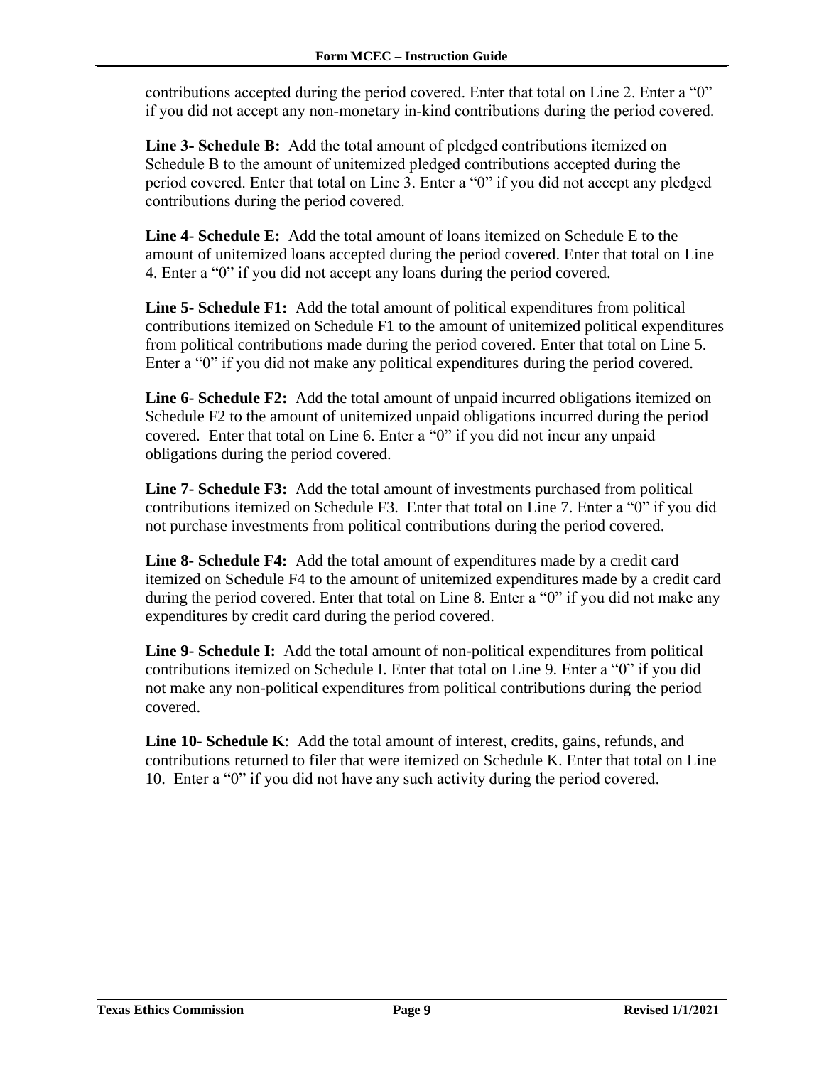contributions accepted during the period covered. Enter that total on Line 2. Enter a "0" if you did not accept any non-monetary in-kind contributions during the period covered.

**Line 3- Schedule B:** Add the total amount of pledged contributions itemized on Schedule B to the amount of unitemized pledged contributions accepted during the period covered. Enter that total on Line 3. Enter a "0" if you did not accept any pledged contributions during the period covered.

**Line 4- Schedule E:** Add the total amount of loans itemized on Schedule E to the amount of unitemized loans accepted during the period covered. Enter that total on Line 4. Enter a "0" if you did not accept any loans during the period covered.

**Line 5- Schedule F1:** Add the total amount of political expenditures from political contributions itemized on Schedule F1 to the amount of unitemized political expenditures from political contributions made during the period covered. Enter that total on Line 5. Enter a "0" if you did not make any political expenditures during the period covered.

**Line 6- Schedule F2:** Add the total amount of unpaid incurred obligations itemized on Schedule F2 to the amount of unitemized unpaid obligations incurred during the period covered. Enter that total on Line 6. Enter a "0" if you did not incur any unpaid obligations during the period covered.

**Line 7- Schedule F3:** Add the total amount of investments purchased from political contributions itemized on Schedule F3. Enter that total on Line 7. Enter a "0" if you did not purchase investments from political contributions during the period covered.

**Line 8- Schedule F4:** Add the total amount of expenditures made by a credit card itemized on Schedule F4 to the amount of unitemized expenditures made by a credit card during the period covered. Enter that total on Line 8. Enter a "0" if you did not make any expenditures by credit card during the period covered.

**Line 9- Schedule I:** Add the total amount of non-political expenditures from political contributions itemized on Schedule I. Enter that total on Line 9. Enter a "0" if you did not make any non-political expenditures from political contributions during the period covered.

**Line 10- Schedule K**: Add the total amount of interest, credits, gains, refunds, and contributions returned to filer that were itemized on Schedule K. Enter that total on Line 10. Enter a "0" if you did not have any such activity during the period covered.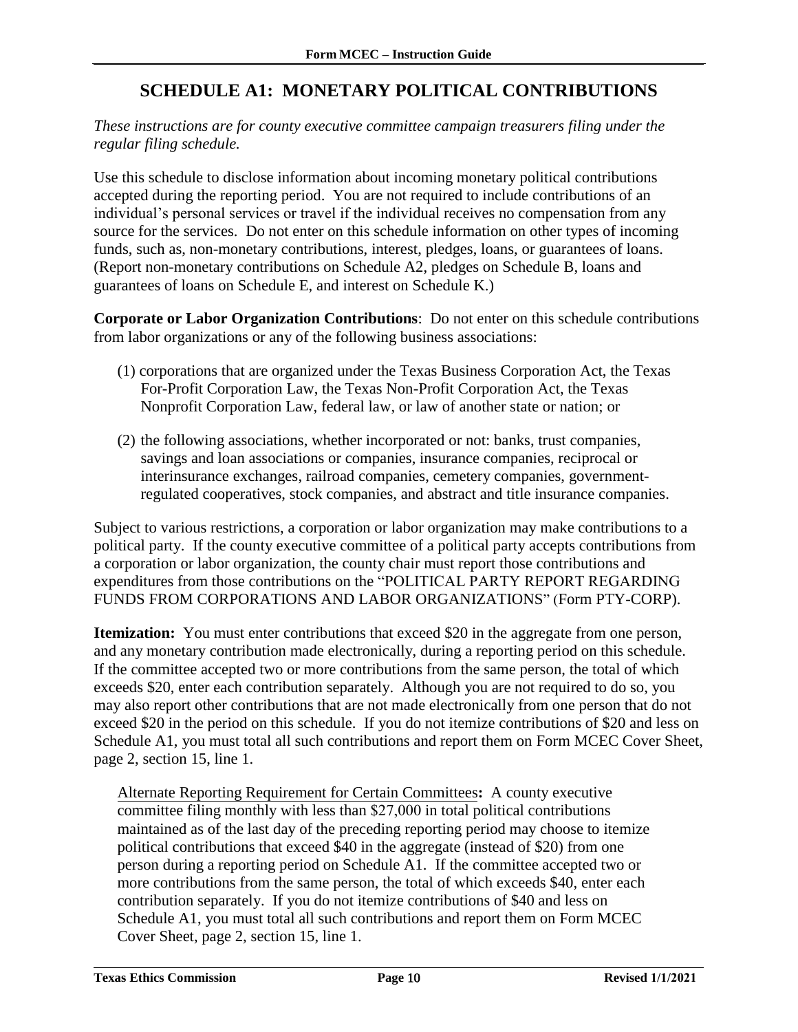# SCHEDULE A1: MONETARY POLITICAL CONTRIBUTIONS

*These instructions are for county executive committee campaign treasurers filing under the regular filing schedule.*

Use this schedule to disclose information about incoming monetary political contributions accepted during the reporting period. You are not required to include contributions of an individual's personal services or travel if the individual receives no compensation from any source for the services. Do not enter on this schedule information on other types of incoming funds, such as, non-monetary contributions, interest, pledges, loans, or guarantees of loans. (Report non-monetary contributions on Schedule A2, pledges on Schedule B, loans and guarantees of loans on Schedule E, and interest on Schedule K.)

**Corporate or Labor Organization Contributions**: Do not enter on this schedule contributions from labor organizations or any of the following business associations:

(1) corporations that are organized under the Texas Business Corporation Act, the Texas For-Profit Corporation Law, the Texas Non-Profit Corporation Act, the Texas Nonprofit Corporation Law, federal law, or law of another state or nation; or

(2) the following associations, whether incorporated or not: banks, trust companies, savings and loan associations or companies, insurance companies, reciprocal or interinsurance exchanges, railroad companies, cemetery companies, government-regulated cooperatives, stock companies, and abstract and title insurance companies.

Subject to various restrictions, a corporation or labor organization may make contributions to a political party. If the county executive committee of a political party accepts contributions from a corporation or labor organization, the county chair must report those contributions and expenditures from those contributions on the "POLITICAL PARTY REPORT REGARDING FUNDS FROM CORPORATIONS AND LABOR ORGANIZATIONS" (Form PTY-CORP).

**Itemization:** You must enter contributions that exceed $20 in the aggregate from one person, and any monetary contribution made electronically, during a reporting period on this schedule. If the committee accepted two or more contributions from the same person, the total of which exceeds $20, enter each contribution separately. Although you are not required to do so, you may also report other contributions that are not made electronically from one person that do not exceed $20 in the period on this schedule. If you do not itemize contributions of $20 and less on Schedule A1, you must total all such contributions and report them on Form MCEC Cover Sheet, page 2, section 15, line 1.

Alternate Reporting Requirement for Certain Committees**:** A county executive committee filing monthly with less than $27,000 in total political contributions maintained as of the last day of the preceding reporting period may choose to itemize political contributions that exceed $40 in the aggregate (instead of $20) from one person during a reporting period on Schedule A1. If the committee accepted two or more contributions from the same person, the total of which exceeds $40, enter each contribution separately. If you do not itemize contributions of $40 and less on Schedule A1, you must total all such contributions and report them on Form MCEC Cover Sheet, page 2, section 15, line 1.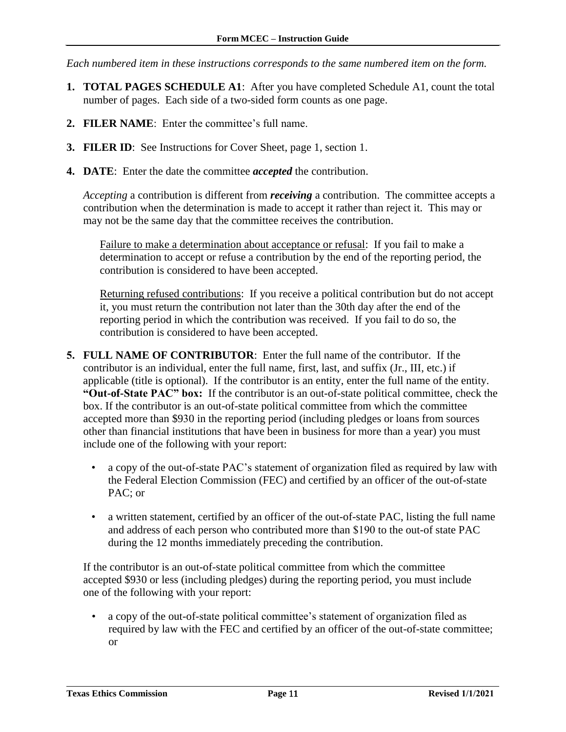*Each numbered item in these instructions corresponds to the same numbered item on the form.*

1. **TOTAL PAGES SCHEDULE A1**: After you have completed Schedule A1, count the total number of pages. Each side of a two-sided form counts as one page.

2. **FILER NAME**: Enter the committee's full name.

3. **FILER ID**: See Instructions for Cover Sheet, page 1, section 1.

4. **DATE**: Enter the date the committee ***accepted*** the contribution.

   *Accepting* a contribution is different from ***receiving*** a contribution. The committee accepts a contribution when the determination is made to accept it rather than reject it. This may or may not be the same day that the committee receives the contribution.

   Failure to make a determination about acceptance or refusal: If you fail to make a determination to accept or refuse a contribution by the end of the reporting period, the contribution is considered to have been accepted.

   Returning refused contributions: If you receive a political contribution but do not accept it, you must return the contribution not later than the 30th day after the end of the reporting period in which the contribution was received. If you fail to do so, the contribution is considered to have been accepted.

5. **FULL NAME OF CONTRIBUTOR**: Enter the full name of the contributor. If the contributor is an individual, enter the full name, first, last, and suffix (Jr., III, etc.) if applicable (title is optional). If the contributor is an entity, enter the full name of the entity. **"Out-of-State PAC" box:** If the contributor is an out-of-state political committee, check the box. If the contributor is an out-of-state political committee from which the committee accepted more than $930 in the reporting period (including pledges or loans from sources other than financial institutions that have been in business for more than a year) you must include one of the following with your report:

   - a copy of the out-of-state PAC's statement of organization filed as required by law with the Federal Election Commission (FEC) and certified by an officer of the out-of-state PAC; or

   - a written statement, certified by an officer of the out-of-state PAC, listing the full name and address of each person who contributed more than $190 to the out-of state PAC during the 12 months immediately preceding the contribution.

   If the contributor is an out-of-state political committee from which the committee accepted $930 or less (including pledges) during the reporting period, you must include one of the following with your report:

   - a copy of the out-of-state political committee's statement of organization filed as required by law with the FEC and certified by an officer of the out-of-state committee; or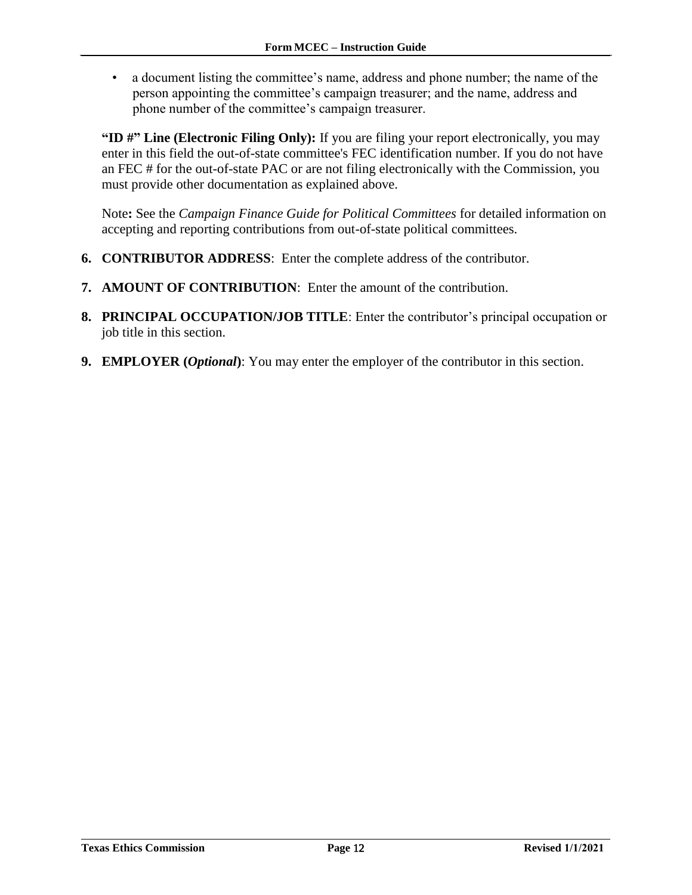- a document listing the committee's name, address and phone number; the name of the person appointing the committee's campaign treasurer; and the name, address and phone number of the committee's campaign treasurer.

**"ID #" Line (Electronic Filing Only):** If you are filing your report electronically, you may enter in this field the out-of-state committee's FEC identification number. If you do not have an FEC # for the out-of-state PAC or are not filing electronically with the Commission, you must provide other documentation as explained above.

Note**:** See the *Campaign Finance Guide for Political Committees* for detailed information on accepting and reporting contributions from out-of-state political committees.

6. **CONTRIBUTOR ADDRESS**: Enter the complete address of the contributor.
7. **AMOUNT OF CONTRIBUTION**: Enter the amount of the contribution.
8. **PRINCIPAL OCCUPATION/JOB TITLE**: Enter the contributor's principal occupation or job title in this section.
9. **EMPLOYER (*Optional*)**: You may enter the employer of the contributor in this section.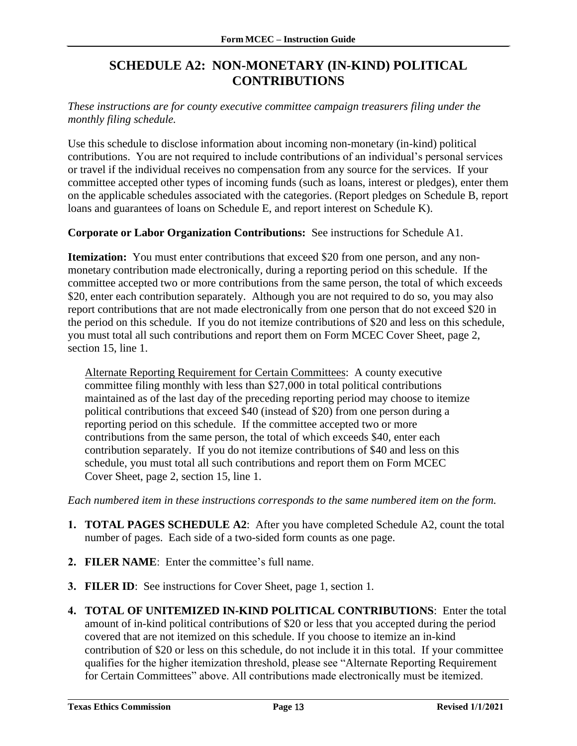# SCHEDULE A2: NON-MONETARY (IN-KIND) POLITICAL CONTRIBUTIONS

*These instructions are for county executive committee campaign treasurers filing under the monthly filing schedule.*

Use this schedule to disclose information about incoming non-monetary (in-kind) political contributions. You are not required to include contributions of an individual's personal services or travel if the individual receives no compensation from any source for the services. If your committee accepted other types of incoming funds (such as loans, interest or pledges), enter them on the applicable schedules associated with the categories. (Report pledges on Schedule B, report loans and guarantees of loans on Schedule E, and report interest on Schedule K).

**Corporate or Labor Organization Contributions:** See instructions for Schedule A1.

**Itemization:** You must enter contributions that exceed \$20 from one person, and any non-monetary contribution made electronically, during a reporting period on this schedule. If the committee accepted two or more contributions from the same person, the total of which exceeds \$20, enter each contribution separately. Although you are not required to do so, you may also report contributions that are not made electronically from one person that do not exceed \$20 in the period on this schedule. If you do not itemize contributions of \$20 and less on this schedule, you must total all such contributions and report them on Form MCEC Cover Sheet, page 2, section 15, line 1.

> <u>Alternate Reporting Requirement for Certain Committees</u>: A county executive committee filing monthly with less than \$27,000 in total political contributions maintained as of the last day of the preceding reporting period may choose to itemize political contributions that exceed \$40 (instead of \$20) from one person during a reporting period on this schedule. If the committee accepted two or more contributions from the same person, the total of which exceeds \$40, enter each contribution separately. If you do not itemize contributions of \$40 and less on this schedule, you must total all such contributions and report them on Form MCEC Cover Sheet, page 2, section 15, line 1.

*Each numbered item in these instructions corresponds to the same numbered item on the form.*

1. **TOTAL PAGES SCHEDULE A2**: After you have completed Schedule A2, count the total number of pages. Each side of a two-sided form counts as one page.
2. **FILER NAME**: Enter the committee's full name.
3. **FILER ID**: See instructions for Cover Sheet, page 1, section 1.
4. **TOTAL OF UNITEMIZED IN-KIND POLITICAL CONTRIBUTIONS**: Enter the total amount of in-kind political contributions of \$20 or less that you accepted during the period covered that are not itemized on this schedule. If you choose to itemize an in-kind contribution of \$20 or less on this schedule, do not include it in this total. If your committee qualifies for the higher itemization threshold, please see "Alternate Reporting Requirement for Certain Committees" above. All contributions made electronically must be itemized.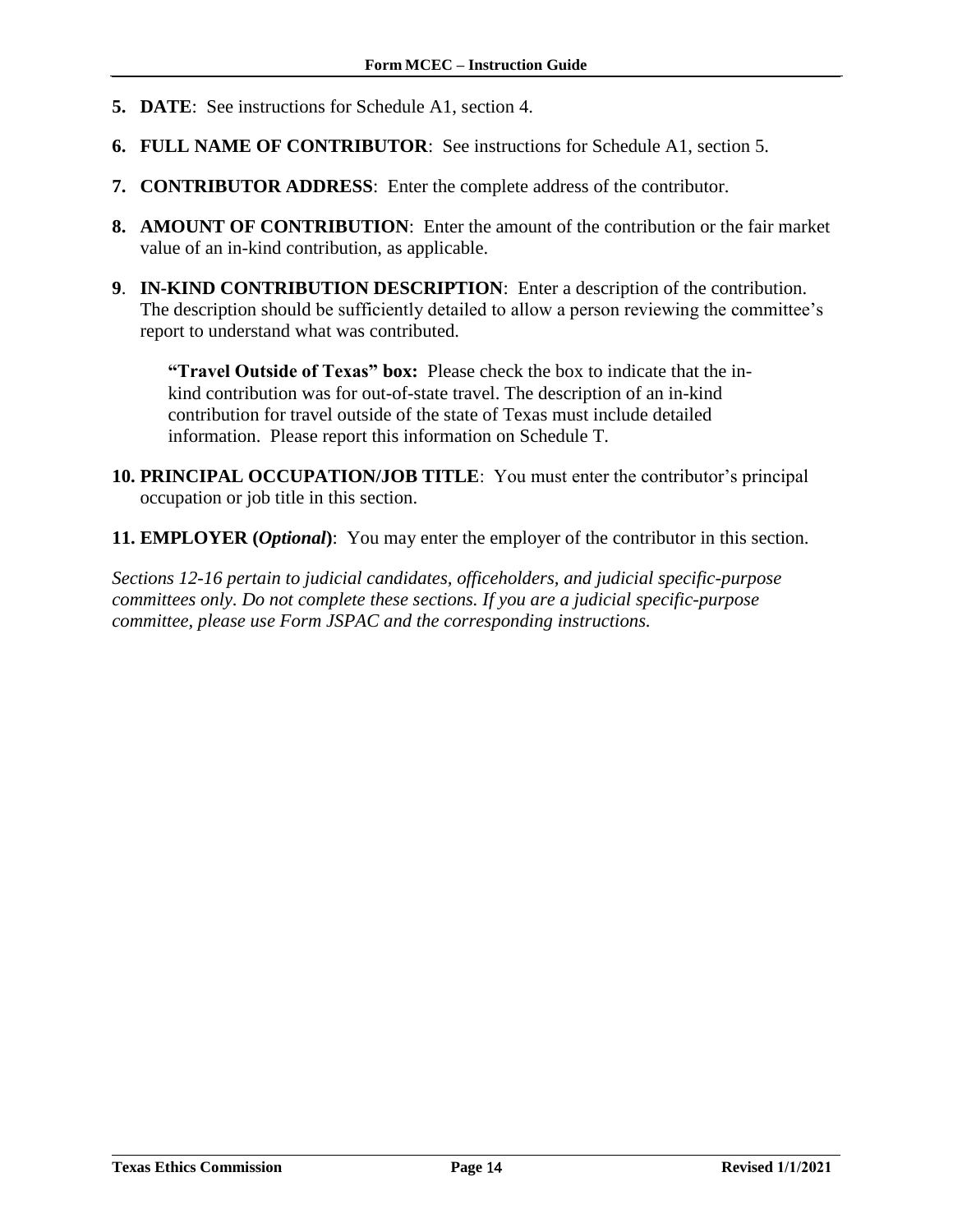**5. DATE**: See instructions for Schedule A1, section 4.

**6. FULL NAME OF CONTRIBUTOR**: See instructions for Schedule A1, section 5.

**7. CONTRIBUTOR ADDRESS**: Enter the complete address of the contributor.

**8. AMOUNT OF CONTRIBUTION**: Enter the amount of the contribution or the fair market value of an in-kind contribution, as applicable.

**9**. **IN-KIND CONTRIBUTION DESCRIPTION**: Enter a description of the contribution. The description should be sufficiently detailed to allow a person reviewing the committee's report to understand what was contributed.

> **"Travel Outside of Texas" box:** Please check the box to indicate that the in-kind contribution was for out-of-state travel. The description of an in-kind contribution for travel outside of the state of Texas must include detailed information. Please report this information on Schedule T.

**10. PRINCIPAL OCCUPATION/JOB TITLE**: You must enter the contributor's principal occupation or job title in this section.

**11. EMPLOYER (*Optional*)**: You may enter the employer of the contributor in this section.

*Sections 12-16 pertain to judicial candidates, officeholders, and judicial specific-purpose committees only. Do not complete these sections. If you are a judicial specific-purpose committee, please use Form JSPAC and the corresponding instructions.*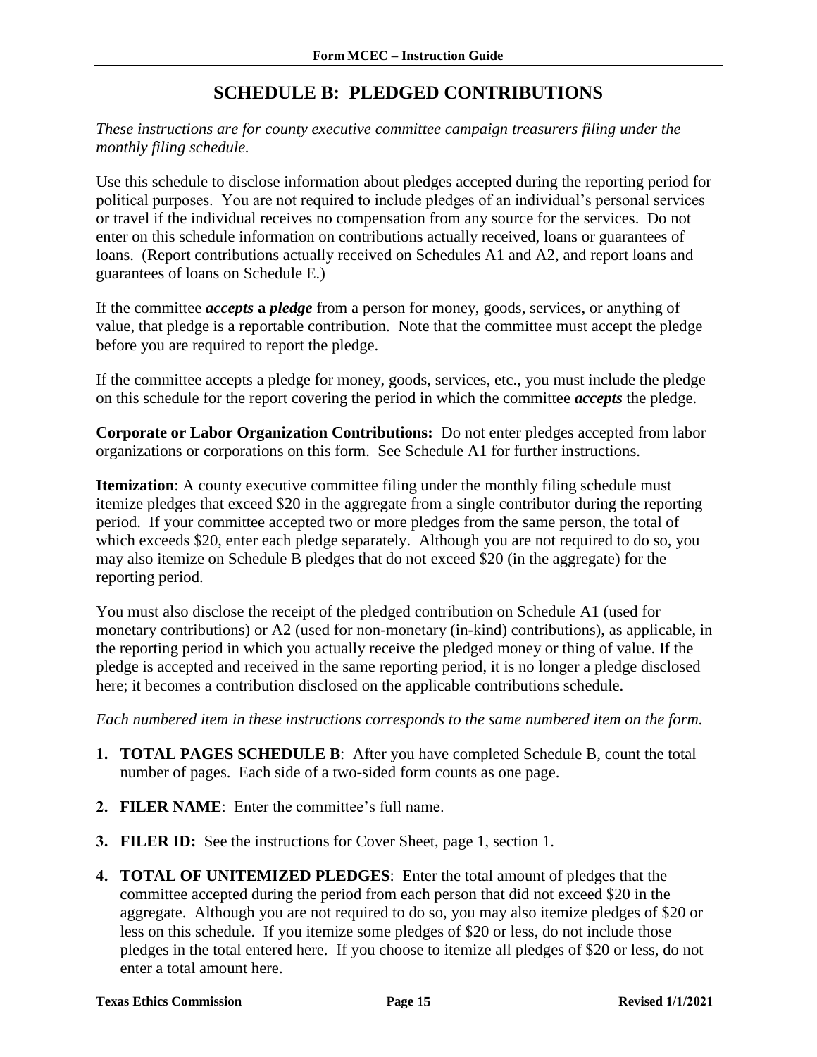# SCHEDULE B: PLEDGED CONTRIBUTIONS

*These instructions are for county executive committee campaign treasurers filing under the monthly filing schedule.*

Use this schedule to disclose information about pledges accepted during the reporting period for political purposes. You are not required to include pledges of an individual's personal services or travel if the individual receives no compensation from any source for the services. Do not enter on this schedule information on contributions actually received, loans or guarantees of loans. (Report contributions actually received on Schedules A1 and A2, and report loans and guarantees of loans on Schedule E.)

If the committee ***accepts* a *pledge*** from a person for money, goods, services, or anything of value, that pledge is a reportable contribution. Note that the committee must accept the pledge before you are required to report the pledge.

If the committee accepts a pledge for money, goods, services, etc., you must include the pledge on this schedule for the report covering the period in which the committee ***accepts*** the pledge.

**Corporate or Labor Organization Contributions:** Do not enter pledges accepted from labor organizations or corporations on this form. See Schedule A1 for further instructions.

**Itemization**: A county executive committee filing under the monthly filing schedule must itemize pledges that exceed $20 in the aggregate from a single contributor during the reporting period. If your committee accepted two or more pledges from the same person, the total of which exceeds $20, enter each pledge separately. Although you are not required to do so, you may also itemize on Schedule B pledges that do not exceed $20 (in the aggregate) for the reporting period.

You must also disclose the receipt of the pledged contribution on Schedule A1 (used for monetary contributions) or A2 (used for non-monetary (in-kind) contributions), as applicable, in the reporting period in which you actually receive the pledged money or thing of value. If the pledge is accepted and received in the same reporting period, it is no longer a pledge disclosed here; it becomes a contribution disclosed on the applicable contributions schedule.

*Each numbered item in these instructions corresponds to the same numbered item on the form.*

1. **TOTAL PAGES SCHEDULE B**: After you have completed Schedule B, count the total number of pages. Each side of a two-sided form counts as one page.
2. **FILER NAME**: Enter the committee's full name.
3. **FILER ID:** See the instructions for Cover Sheet, page 1, section 1.
4. **TOTAL OF UNITEMIZED PLEDGES**: Enter the total amount of pledges that the committee accepted during the period from each person that did not exceed $20 in the aggregate. Although you are not required to do so, you may also itemize pledges of $20 or less on this schedule. If you itemize some pledges of $20 or less, do not include those pledges in the total entered here. If you choose to itemize all pledges of $20 or less, do not enter a total amount here.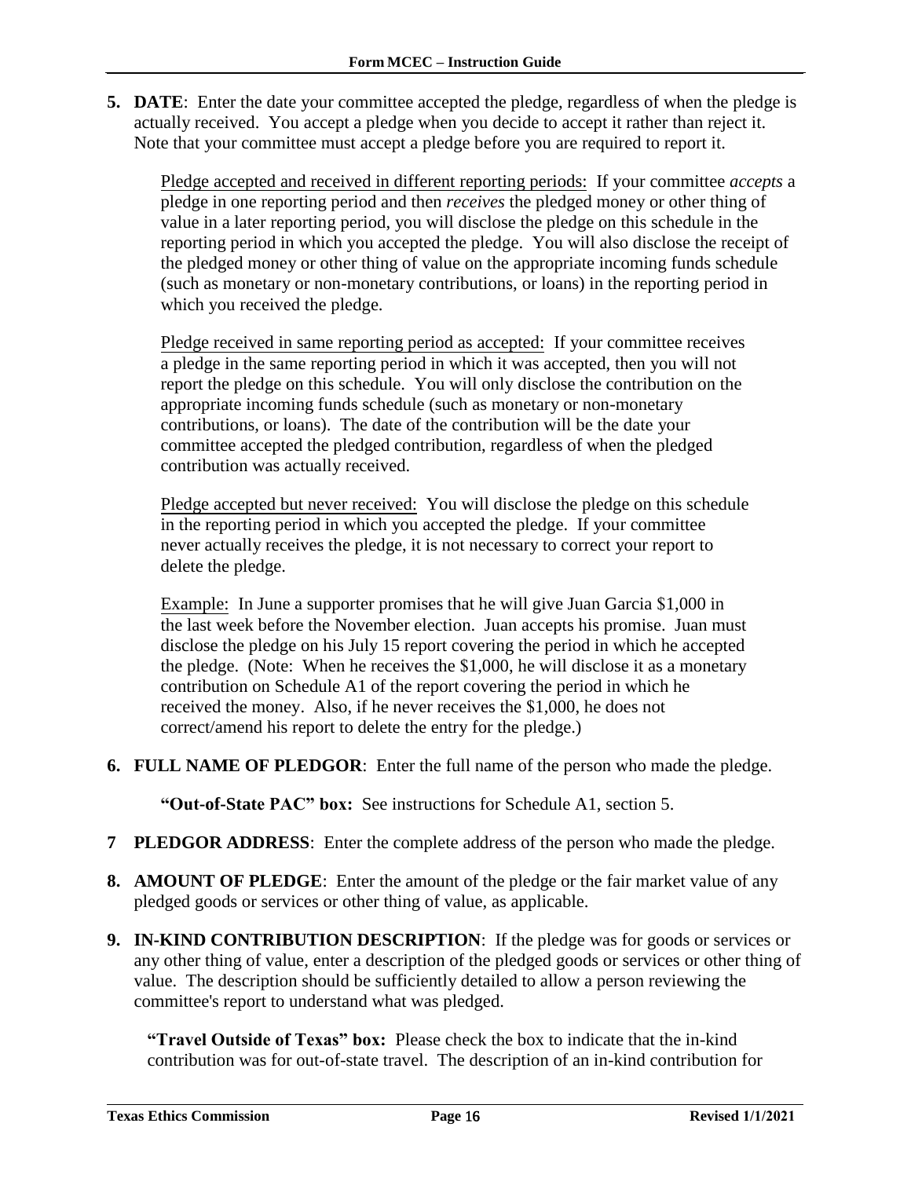**5. DATE**: Enter the date your committee accepted the pledge, regardless of when the pledge is actually received. You accept a pledge when you decide to accept it rather than reject it. Note that your committee must accept a pledge before you are required to report it.

Pledge accepted and received in different reporting periods: If your committee *accepts* a pledge in one reporting period and then *receives* the pledged money or other thing of value in a later reporting period, you will disclose the pledge on this schedule in the reporting period in which you accepted the pledge. You will also disclose the receipt of the pledged money or other thing of value on the appropriate incoming funds schedule (such as monetary or non-monetary contributions, or loans) in the reporting period in which you received the pledge.

Pledge received in same reporting period as accepted: If your committee receives a pledge in the same reporting period in which it was accepted, then you will not report the pledge on this schedule. You will only disclose the contribution on the appropriate incoming funds schedule (such as monetary or non-monetary contributions, or loans). The date of the contribution will be the date your committee accepted the pledged contribution, regardless of when the pledged contribution was actually received.

Pledge accepted but never received: You will disclose the pledge on this schedule in the reporting period in which you accepted the pledge. If your committee never actually receives the pledge, it is not necessary to correct your report to delete the pledge.

Example: In June a supporter promises that he will give Juan Garcia $1,000 in the last week before the November election. Juan accepts his promise. Juan must disclose the pledge on his July 15 report covering the period in which he accepted the pledge. (Note: When he receives the $1,000, he will disclose it as a monetary contribution on Schedule A1 of the report covering the period in which he received the money. Also, if he never receives the $1,000, he does not correct/amend his report to delete the entry for the pledge.)

**6. FULL NAME OF PLEDGOR**: Enter the full name of the person who made the pledge.

**"Out-of-State PAC" box:** See instructions for Schedule A1, section 5.

**7 PLEDGOR ADDRESS**: Enter the complete address of the person who made the pledge.

**8. AMOUNT OF PLEDGE**: Enter the amount of the pledge or the fair market value of any pledged goods or services or other thing of value, as applicable.

**9. IN-KIND CONTRIBUTION DESCRIPTION**: If the pledge was for goods or services or any other thing of value, enter a description of the pledged goods or services or other thing of value. The description should be sufficiently detailed to allow a person reviewing the committee's report to understand what was pledged.

**"Travel Outside of Texas" box:** Please check the box to indicate that the in-kind contribution was for out-of-state travel. The description of an in-kind contribution for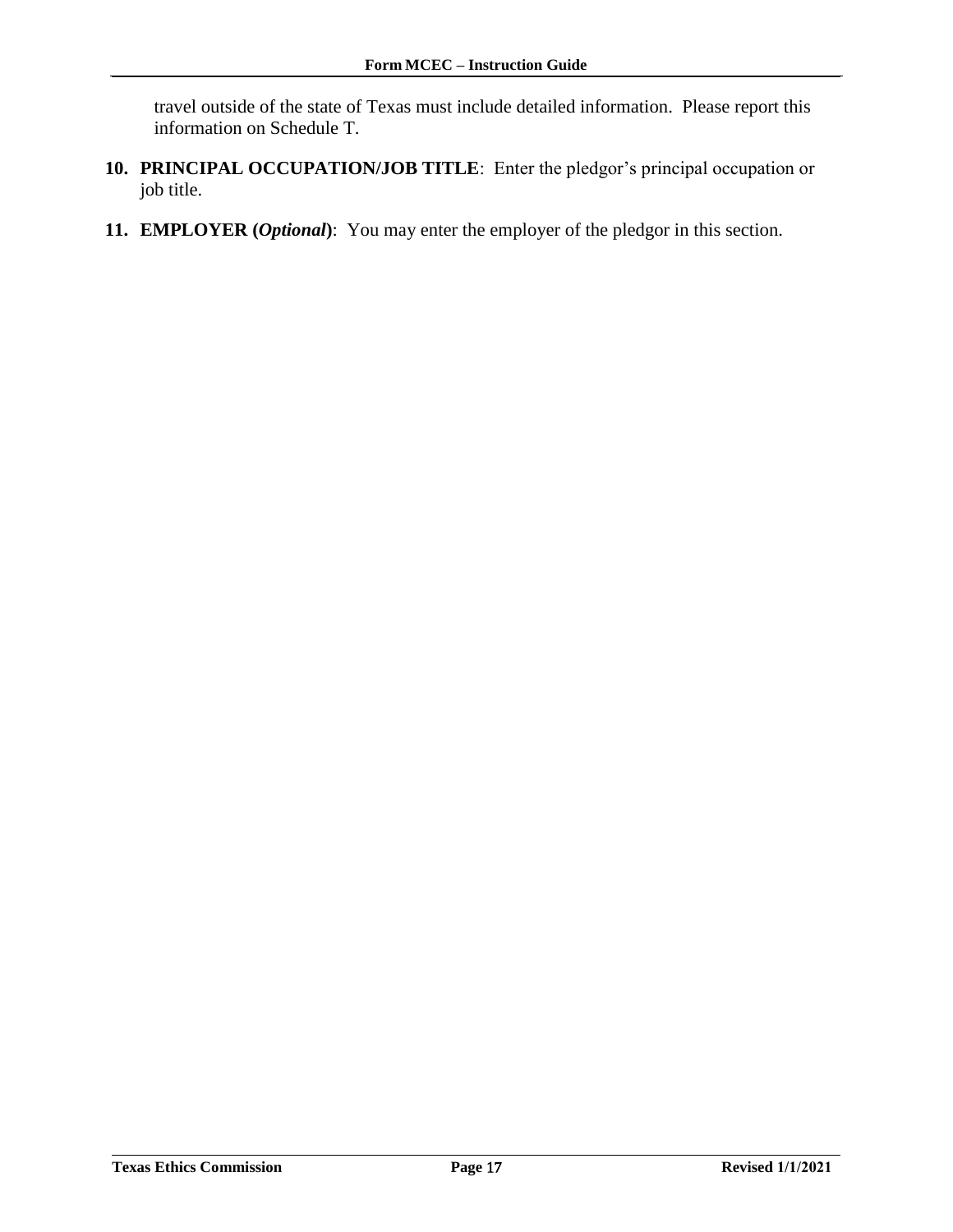travel outside of the state of Texas must include detailed information. Please report this information on Schedule T.

10. **PRINCIPAL OCCUPATION/JOB TITLE**: Enter the pledgor's principal occupation or job title.

11. **EMPLOYER (*Optional*)**: You may enter the employer of the pledgor in this section.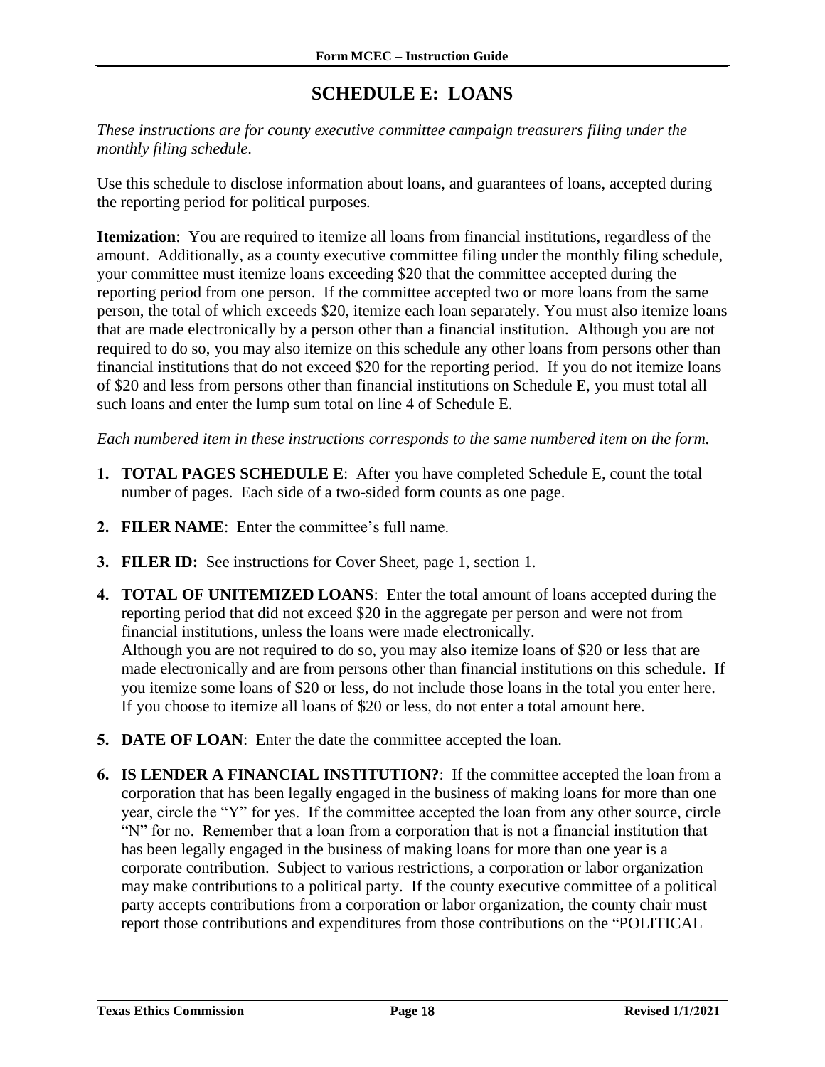# SCHEDULE E: LOANS

*These instructions are for county executive committee campaign treasurers filing under the monthly filing schedule*.

Use this schedule to disclose information about loans, and guarantees of loans, accepted during the reporting period for political purposes.

**Itemization**: You are required to itemize all loans from financial institutions, regardless of the amount. Additionally, as a county executive committee filing under the monthly filing schedule, your committee must itemize loans exceeding $20 that the committee accepted during the reporting period from one person. If the committee accepted two or more loans from the same person, the total of which exceeds $20, itemize each loan separately. You must also itemize loans that are made electronically by a person other than a financial institution. Although you are not required to do so, you may also itemize on this schedule any other loans from persons other than financial institutions that do not exceed $20 for the reporting period. If you do not itemize loans of $20 and less from persons other than financial institutions on Schedule E, you must total all such loans and enter the lump sum total on line 4 of Schedule E.

*Each numbered item in these instructions corresponds to the same numbered item on the form.*

1. **TOTAL PAGES SCHEDULE E**: After you have completed Schedule E, count the total number of pages. Each side of a two-sided form counts as one page.
2. **FILER NAME**: Enter the committee's full name.
3. **FILER ID:** See instructions for Cover Sheet, page 1, section 1.
4. **TOTAL OF UNITEMIZED LOANS**: Enter the total amount of loans accepted during the reporting period that did not exceed $20 in the aggregate per person and were not from financial institutions, unless the loans were made electronically.
   Although you are not required to do so, you may also itemize loans of $20 or less that are made electronically and are from persons other than financial institutions on this schedule. If you itemize some loans of $20 or less, do not include those loans in the total you enter here. If you choose to itemize all loans of $20 or less, do not enter a total amount here.
5. **DATE OF LOAN**: Enter the date the committee accepted the loan.
6. **IS LENDER A FINANCIAL INSTITUTION?**: If the committee accepted the loan from a corporation that has been legally engaged in the business of making loans for more than one year, circle the "Y" for yes. If the committee accepted the loan from any other source, circle "N" for no. Remember that a loan from a corporation that is not a financial institution that has been legally engaged in the business of making loans for more than one year is a corporate contribution. Subject to various restrictions, a corporation or labor organization may make contributions to a political party. If the county executive committee of a political party accepts contributions from a corporation or labor organization, the county chair must report those contributions and expenditures from those contributions on the "POLITICAL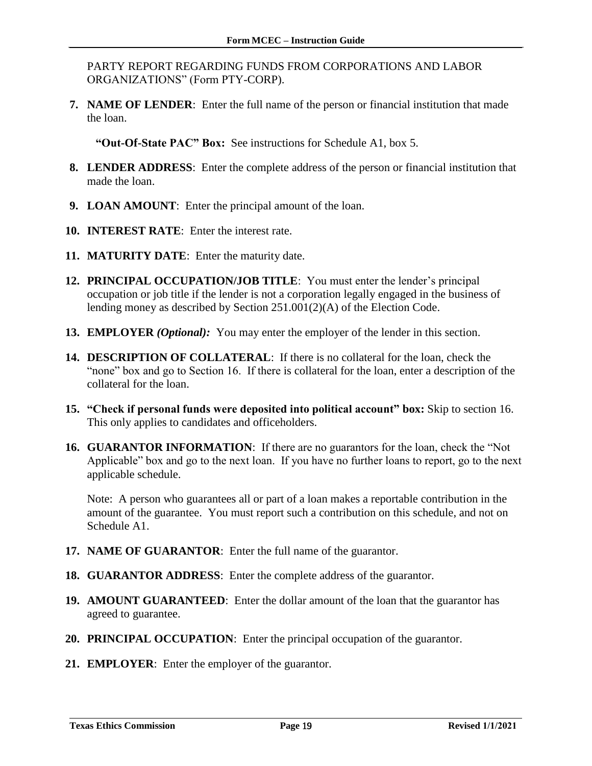PARTY REPORT REGARDING FUNDS FROM CORPORATIONS AND LABOR ORGANIZATIONS" (Form PTY-CORP).

7. **NAME OF LENDER**: Enter the full name of the person or financial institution that made the loan.

   **"Out-Of-State PAC" Box:** See instructions for Schedule A1, box 5.

8. **LENDER ADDRESS**: Enter the complete address of the person or financial institution that made the loan.

9. **LOAN AMOUNT**: Enter the principal amount of the loan.

10. **INTEREST RATE**: Enter the interest rate.

11. **MATURITY DATE**: Enter the maturity date.

12. **PRINCIPAL OCCUPATION/JOB TITLE**: You must enter the lender's principal occupation or job title if the lender is not a corporation legally engaged in the business of lending money as described by Section 251.001(2)(A) of the Election Code.

13. **EMPLOYER** ***(Optional):*** You may enter the employer of the lender in this section.

14. **DESCRIPTION OF COLLATERAL**: If there is no collateral for the loan, check the "none" box and go to Section 16. If there is collateral for the loan, enter a description of the collateral for the loan.

15. **"Check if personal funds were deposited into political account" box:** Skip to section 16. This only applies to candidates and officeholders.

16. **GUARANTOR INFORMATION**: If there are no guarantors for the loan, check the "Not Applicable" box and go to the next loan. If you have no further loans to report, go to the next applicable schedule.

    Note: A person who guarantees all or part of a loan makes a reportable contribution in the amount of the guarantee. You must report such a contribution on this schedule, and not on Schedule A1.

17. **NAME OF GUARANTOR**: Enter the full name of the guarantor.

18. **GUARANTOR ADDRESS**: Enter the complete address of the guarantor.

19. **AMOUNT GUARANTEED**: Enter the dollar amount of the loan that the guarantor has agreed to guarantee.

20. **PRINCIPAL OCCUPATION**: Enter the principal occupation of the guarantor.

21. **EMPLOYER**: Enter the employer of the guarantor.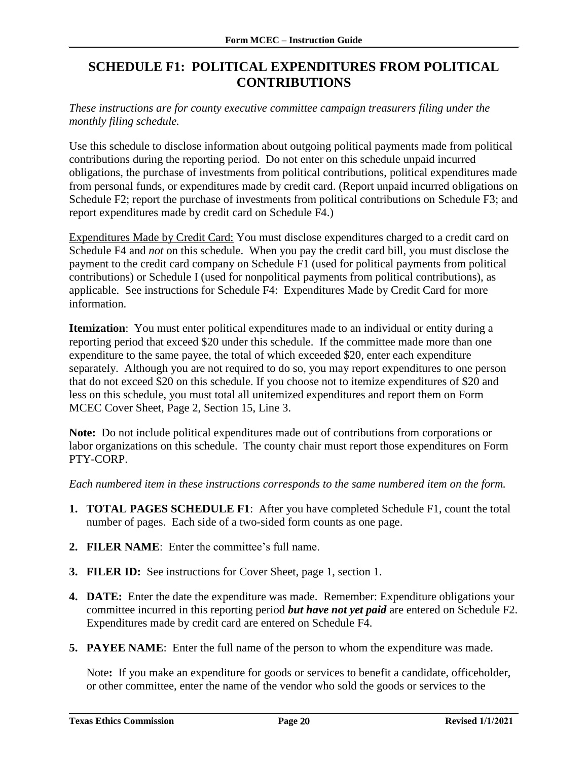# SCHEDULE F1: POLITICAL EXPENDITURES FROM POLITICAL CONTRIBUTIONS

*These instructions are for county executive committee campaign treasurers filing under the monthly filing schedule.*

Use this schedule to disclose information about outgoing political payments made from political contributions during the reporting period. Do not enter on this schedule unpaid incurred obligations, the purchase of investments from political contributions, political expenditures made from personal funds, or expenditures made by credit card. (Report unpaid incurred obligations on Schedule F2; report the purchase of investments from political contributions on Schedule F3; and report expenditures made by credit card on Schedule F4.)

Expenditures Made by Credit Card: You must disclose expenditures charged to a credit card on Schedule F4 and *not* on this schedule. When you pay the credit card bill, you must disclose the payment to the credit card company on Schedule F1 (used for political payments from political contributions) or Schedule I (used for nonpolitical payments from political contributions), as applicable. See instructions for Schedule F4: Expenditures Made by Credit Card for more information.

**Itemization**: You must enter political expenditures made to an individual or entity during a reporting period that exceed $20 under this schedule. If the committee made more than one expenditure to the same payee, the total of which exceeded $20, enter each expenditure separately. Although you are not required to do so, you may report expenditures to one person that do not exceed $20 on this schedule. If you choose not to itemize expenditures of $20 and less on this schedule, you must total all unitemized expenditures and report them on Form MCEC Cover Sheet, Page 2, Section 15, Line 3.

**Note:** Do not include political expenditures made out of contributions from corporations or labor organizations on this schedule. The county chair must report those expenditures on Form PTY-CORP.

*Each numbered item in these instructions corresponds to the same numbered item on the form.*

1. **TOTAL PAGES SCHEDULE F1**: After you have completed Schedule F1, count the total number of pages. Each side of a two-sided form counts as one page.
2. **FILER NAME**: Enter the committee's full name.
3. **FILER ID:** See instructions for Cover Sheet, page 1, section 1.
4. **DATE:** Enter the date the expenditure was made. Remember: Expenditure obligations your committee incurred in this reporting period ***but have not yet paid*** are entered on Schedule F2. Expenditures made by credit card are entered on Schedule F4.
5. **PAYEE NAME**: Enter the full name of the person to whom the expenditure was made.

   Note**:** If you make an expenditure for goods or services to benefit a candidate, officeholder, or other committee, enter the name of the vendor who sold the goods or services to the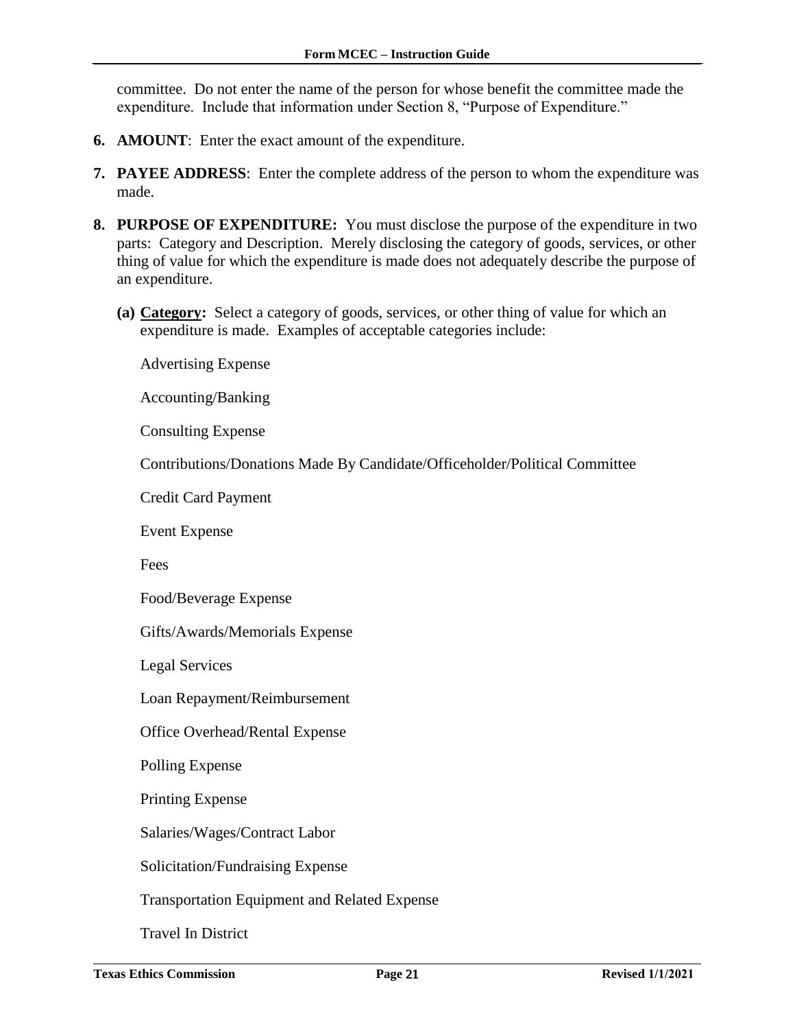committee. Do not enter the name of the person for whose benefit the committee made the expenditure. Include that information under Section 8, "Purpose of Expenditure."

6. **AMOUNT**: Enter the exact amount of the expenditure.

7. **PAYEE ADDRESS**: Enter the complete address of the person to whom the expenditure was made.

8. **PURPOSE OF EXPENDITURE:** You must disclose the purpose of the expenditure in two parts: Category and Description. Merely disclosing the category of goods, services, or other thing of value for which the expenditure is made does not adequately describe the purpose of an expenditure.

   **(a) <u>Category</u>:** Select a category of goods, services, or other thing of value for which an expenditure is made. Examples of acceptable categories include:

   Advertising Expense

   Accounting/Banking

   Consulting Expense

   Contributions/Donations Made By Candidate/Officeholder/Political Committee

   Credit Card Payment

   Event Expense

   Fees

   Food/Beverage Expense

   Gifts/Awards/Memorials Expense

   Legal Services

   Loan Repayment/Reimbursement

   Office Overhead/Rental Expense

   Polling Expense

   Printing Expense

   Salaries/Wages/Contract Labor

   Solicitation/Fundraising Expense

   Transportation Equipment and Related Expense

   Travel In District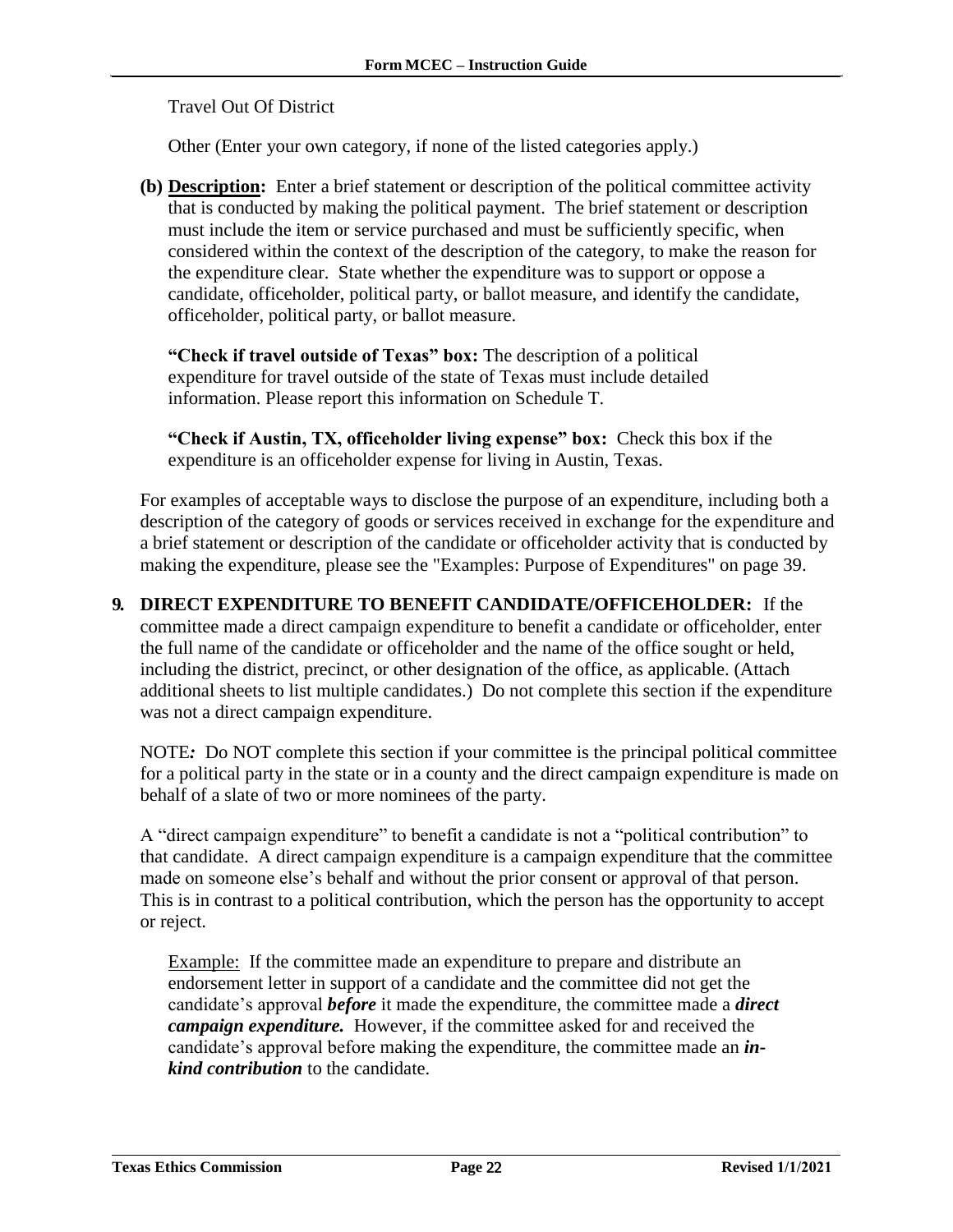Travel Out Of District

Other (Enter your own category, if none of the listed categories apply.)

**(b) Description:** Enter a brief statement or description of the political committee activity that is conducted by making the political payment. The brief statement or description must include the item or service purchased and must be sufficiently specific, when considered within the context of the description of the category, to make the reason for the expenditure clear. State whether the expenditure was to support or oppose a candidate, officeholder, political party, or ballot measure, and identify the candidate, officeholder, political party, or ballot measure.

**"Check if travel outside of Texas" box:** The description of a political expenditure for travel outside of the state of Texas must include detailed information. Please report this information on Schedule T.

**"Check if Austin, TX, officeholder living expense" box:** Check this box if the expenditure is an officeholder expense for living in Austin, Texas.

For examples of acceptable ways to disclose the purpose of an expenditure, including both a description of the category of goods or services received in exchange for the expenditure and a brief statement or description of the candidate or officeholder activity that is conducted by making the expenditure, please see the "Examples: Purpose of Expenditures" on page 39.

**9. DIRECT EXPENDITURE TO BENEFIT CANDIDATE/OFFICEHOLDER:** If the committee made a direct campaign expenditure to benefit a candidate or officeholder, enter the full name of the candidate or officeholder and the name of the office sought or held, including the district, precinct, or other designation of the office, as applicable. (Attach additional sheets to list multiple candidates.) Do not complete this section if the expenditure was not a direct campaign expenditure.

NOTE*:* Do NOT complete this section if your committee is the principal political committee for a political party in the state or in a county and the direct campaign expenditure is made on behalf of a slate of two or more nominees of the party.

A "direct campaign expenditure" to benefit a candidate is not a "political contribution" to that candidate. A direct campaign expenditure is a campaign expenditure that the committee made on someone else's behalf and without the prior consent or approval of that person. This is in contrast to a political contribution, which the person has the opportunity to accept or reject.

Example: If the committee made an expenditure to prepare and distribute an endorsement letter in support of a candidate and the committee did not get the candidate's approval ***before*** it made the expenditure, the committee made a ***direct campaign expenditure.*** However, if the committee asked for and received the candidate's approval before making the expenditure, the committee made an ***in-kind contribution*** to the candidate.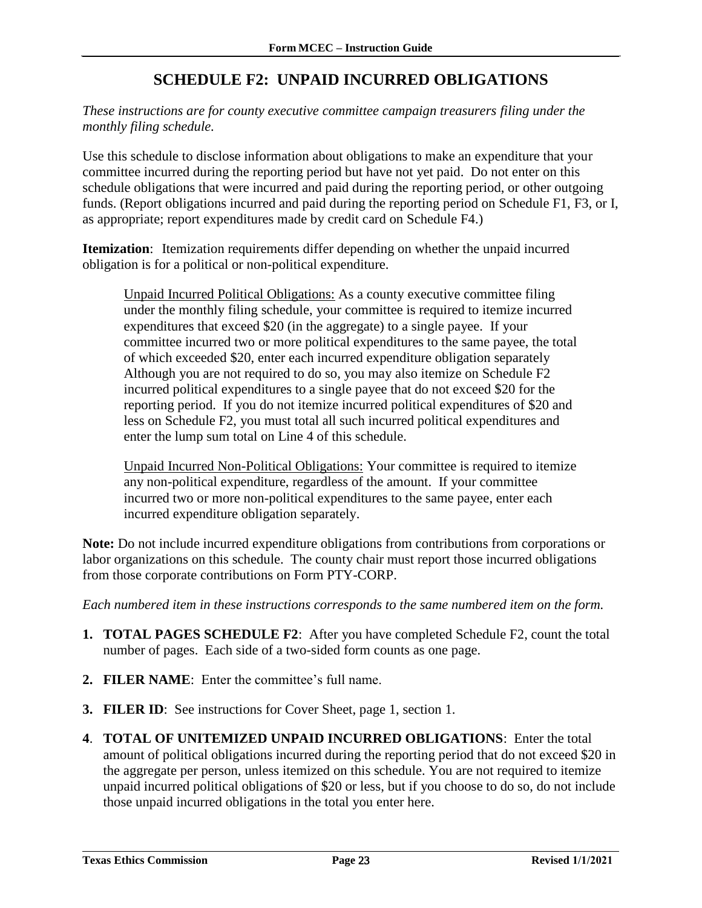# SCHEDULE F2: UNPAID INCURRED OBLIGATIONS

*These instructions are for county executive committee campaign treasurers filing under the monthly filing schedule.*

Use this schedule to disclose information about obligations to make an expenditure that your committee incurred during the reporting period but have not yet paid. Do not enter on this schedule obligations that were incurred and paid during the reporting period, or other outgoing funds. (Report obligations incurred and paid during the reporting period on Schedule F1, F3, or I, as appropriate; report expenditures made by credit card on Schedule F4.)

**Itemization**: Itemization requirements differ depending on whether the unpaid incurred obligation is for a political or non-political expenditure.

> Unpaid Incurred Political Obligations: As a county executive committee filing under the monthly filing schedule, your committee is required to itemize incurred expenditures that exceed \$20 (in the aggregate) to a single payee. If your committee incurred two or more political expenditures to the same payee, the total of which exceeded \$20, enter each incurred expenditure obligation separately Although you are not required to do so, you may also itemize on Schedule F2 incurred political expenditures to a single payee that do not exceed \$20 for the reporting period. If you do not itemize incurred political expenditures of \$20 and less on Schedule F2, you must total all such incurred political expenditures and enter the lump sum total on Line 4 of this schedule.
>
> Unpaid Incurred Non-Political Obligations: Your committee is required to itemize any non-political expenditure, regardless of the amount. If your committee incurred two or more non-political expenditures to the same payee, enter each incurred expenditure obligation separately.

**Note:** Do not include incurred expenditure obligations from contributions from corporations or labor organizations on this schedule. The county chair must report those incurred obligations from those corporate contributions on Form PTY-CORP.

*Each numbered item in these instructions corresponds to the same numbered item on the form.*

1. **TOTAL PAGES SCHEDULE F2**: After you have completed Schedule F2, count the total number of pages. Each side of a two-sided form counts as one page.
2. **FILER NAME**: Enter the committee's full name.
3. **FILER ID**: See instructions for Cover Sheet, page 1, section 1.
4. **TOTAL OF UNITEMIZED UNPAID INCURRED OBLIGATIONS**: Enter the total amount of political obligations incurred during the reporting period that do not exceed \$20 in the aggregate per person, unless itemized on this schedule. You are not required to itemize unpaid incurred political obligations of \$20 or less, but if you choose to do so, do not include those unpaid incurred obligations in the total you enter here.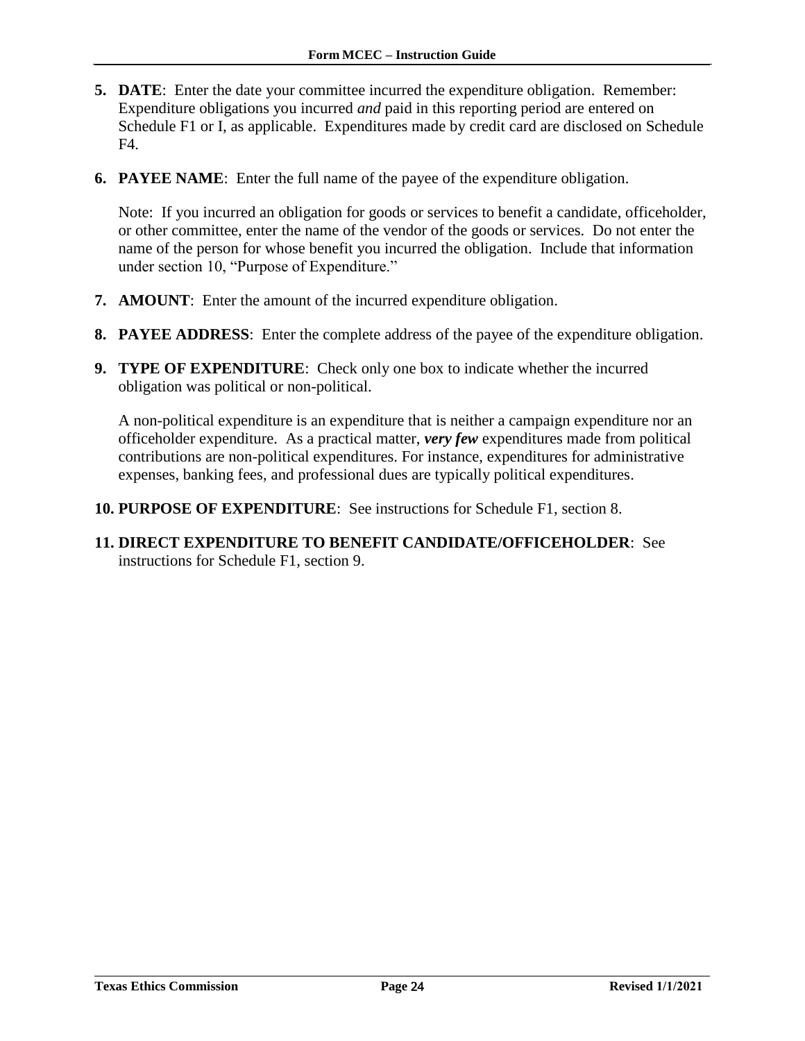5. **DATE**: Enter the date your committee incurred the expenditure obligation. Remember: Expenditure obligations you incurred *and* paid in this reporting period are entered on Schedule F1 or I, as applicable. Expenditures made by credit card are disclosed on Schedule F4.

6. **PAYEE NAME**: Enter the full name of the payee of the expenditure obligation.

   Note: If you incurred an obligation for goods or services to benefit a candidate, officeholder, or other committee, enter the name of the vendor of the goods or services. Do not enter the name of the person for whose benefit you incurred the obligation. Include that information under section 10, "Purpose of Expenditure."

7. **AMOUNT**: Enter the amount of the incurred expenditure obligation.

8. **PAYEE ADDRESS**: Enter the complete address of the payee of the expenditure obligation.

9. **TYPE OF EXPENDITURE**: Check only one box to indicate whether the incurred obligation was political or non-political.

   A non-political expenditure is an expenditure that is neither a campaign expenditure nor an officeholder expenditure. As a practical matter, ***very few*** expenditures made from political contributions are non-political expenditures. For instance, expenditures for administrative expenses, banking fees, and professional dues are typically political expenditures.

10. **PURPOSE OF EXPENDITURE**: See instructions for Schedule F1, section 8.

11. **DIRECT EXPENDITURE TO BENEFIT CANDIDATE/OFFICEHOLDER**: See instructions for Schedule F1, section 9.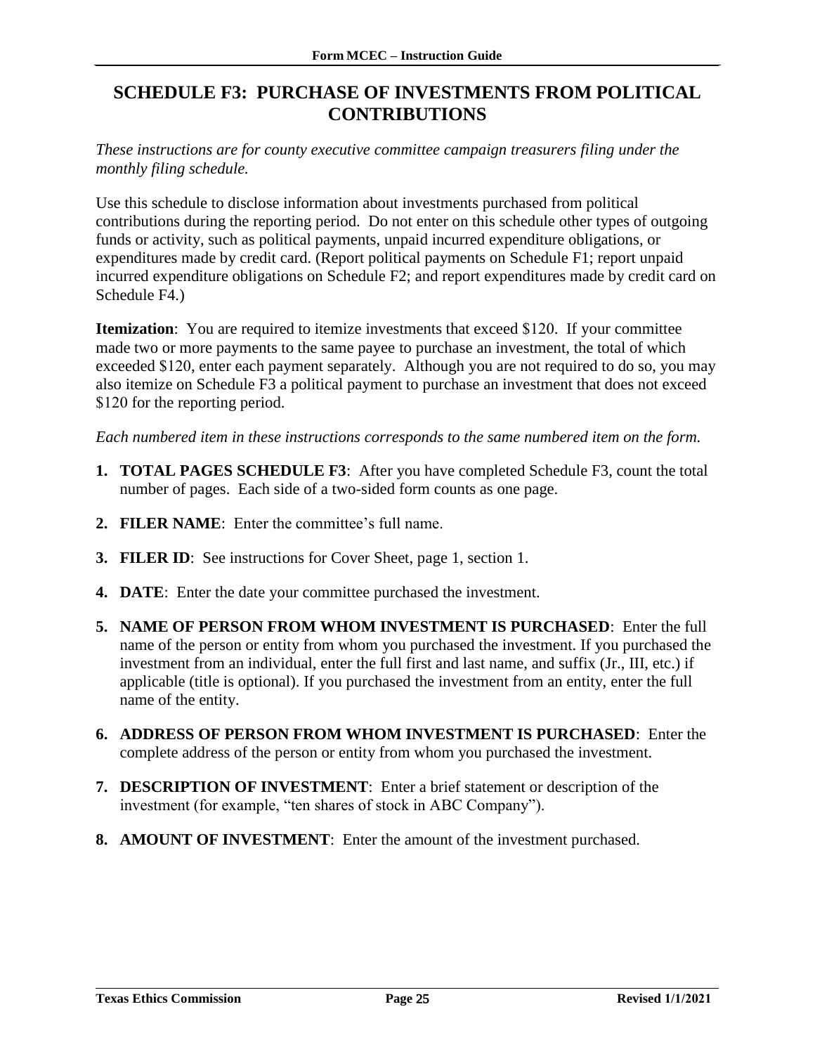# SCHEDULE F3: PURCHASE OF INVESTMENTS FROM POLITICAL CONTRIBUTIONS

*These instructions are for county executive committee campaign treasurers filing under the monthly filing schedule.*

Use this schedule to disclose information about investments purchased from political contributions during the reporting period. Do not enter on this schedule other types of outgoing funds or activity, such as political payments, unpaid incurred expenditure obligations, or expenditures made by credit card. (Report political payments on Schedule F1; report unpaid incurred expenditure obligations on Schedule F2; and report expenditures made by credit card on Schedule F4.)

**Itemization**: You are required to itemize investments that exceed $120. If your committee made two or more payments to the same payee to purchase an investment, the total of which exceeded $120, enter each payment separately. Although you are not required to do so, you may also itemize on Schedule F3 a political payment to purchase an investment that does not exceed $120 for the reporting period.

*Each numbered item in these instructions corresponds to the same numbered item on the form.*

1. **TOTAL PAGES SCHEDULE F3**: After you have completed Schedule F3, count the total number of pages. Each side of a two-sided form counts as one page.
2. **FILER NAME**: Enter the committee's full name.
3. **FILER ID**: See instructions for Cover Sheet, page 1, section 1.
4. **DATE**: Enter the date your committee purchased the investment.
5. **NAME OF PERSON FROM WHOM INVESTMENT IS PURCHASED**: Enter the full name of the person or entity from whom you purchased the investment. If you purchased the investment from an individual, enter the full first and last name, and suffix (Jr., III, etc.) if applicable (title is optional). If you purchased the investment from an entity, enter the full name of the entity.
6. **ADDRESS OF PERSON FROM WHOM INVESTMENT IS PURCHASED**: Enter the complete address of the person or entity from whom you purchased the investment.
7. **DESCRIPTION OF INVESTMENT**: Enter a brief statement or description of the investment (for example, "ten shares of stock in ABC Company").
8. **AMOUNT OF INVESTMENT**: Enter the amount of the investment purchased.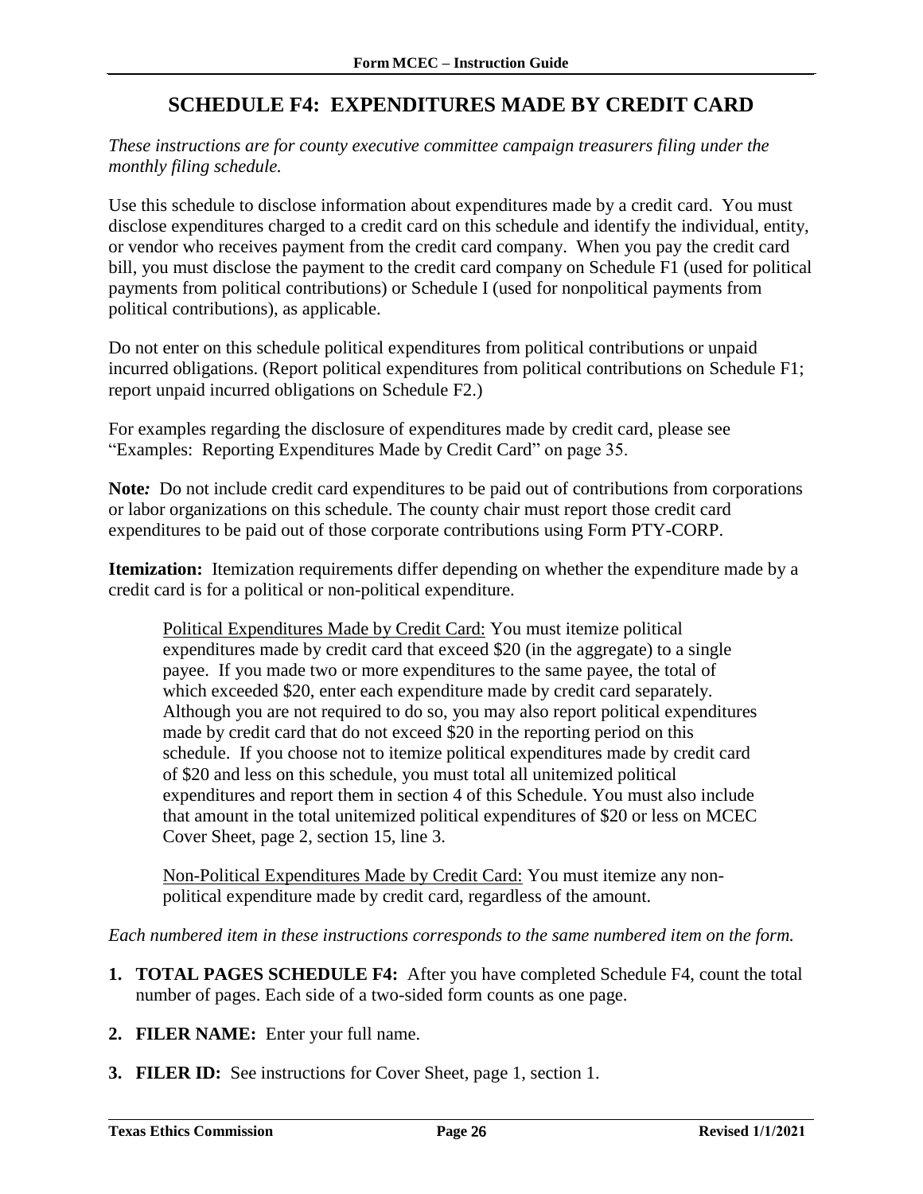## SCHEDULE F4: EXPENDITURES MADE BY CREDIT CARD

*These instructions are for county executive committee campaign treasurers filing under the monthly filing schedule.*

Use this schedule to disclose information about expenditures made by a credit card. You must disclose expenditures charged to a credit card on this schedule and identify the individual, entity, or vendor who receives payment from the credit card company. When you pay the credit card bill, you must disclose the payment to the credit card company on Schedule F1 (used for political payments from political contributions) or Schedule I (used for nonpolitical payments from political contributions), as applicable.

Do not enter on this schedule political expenditures from political contributions or unpaid incurred obligations. (Report political expenditures from political contributions on Schedule F1; report unpaid incurred obligations on Schedule F2.)

For examples regarding the disclosure of expenditures made by credit card, please see "Examples: Reporting Expenditures Made by Credit Card" on page 35.

**Note:** Do not include credit card expenditures to be paid out of contributions from corporations or labor organizations on this schedule. The county chair must report those credit card expenditures to be paid out of those corporate contributions using Form PTY-CORP.

**Itemization:** Itemization requirements differ depending on whether the expenditure made by a credit card is for a political or non-political expenditure.

> Political Expenditures Made by Credit Card: You must itemize political expenditures made by credit card that exceed \$20 (in the aggregate) to a single payee. If you made two or more expenditures to the same payee, the total of which exceeded \$20, enter each expenditure made by credit card separately. Although you are not required to do so, you may also report political expenditures made by credit card that do not exceed \$20 in the reporting period on this schedule. If you choose not to itemize political expenditures made by credit card of \$20 and less on this schedule, you must total all unitemized political expenditures and report them in section 4 of this Schedule. You must also include that amount in the total unitemized political expenditures of \$20 or less on MCEC Cover Sheet, page 2, section 15, line 3.
>
> Non-Political Expenditures Made by Credit Card: You must itemize any non-political expenditure made by credit card, regardless of the amount.

*Each numbered item in these instructions corresponds to the same numbered item on the form.*

1. **TOTAL PAGES SCHEDULE F4:** After you have completed Schedule F4, count the total number of pages. Each side of a two-sided form counts as one page.
2. **FILER NAME:** Enter your full name.
3. **FILER ID:** See instructions for Cover Sheet, page 1, section 1.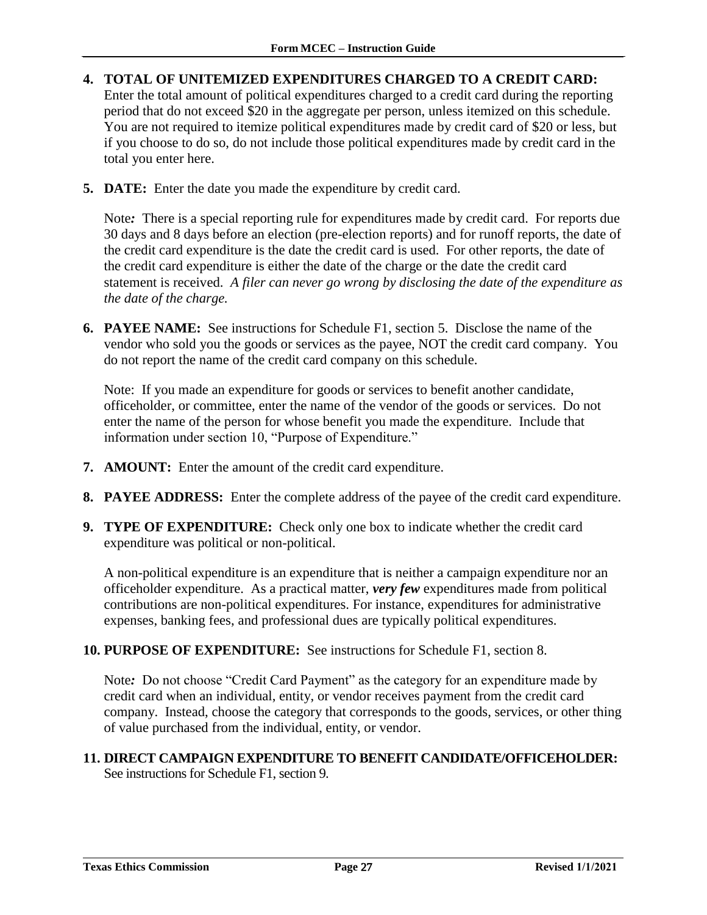**4. TOTAL OF UNITEMIZED EXPENDITURES CHARGED TO A CREDIT CARD:** Enter the total amount of political expenditures charged to a credit card during the reporting period that do not exceed $20 in the aggregate per person, unless itemized on this schedule. You are not required to itemize political expenditures made by credit card of $20 or less, but if you choose to do so, do not include those political expenditures made by credit card in the total you enter here.

**5. DATE:** Enter the date you made the expenditure by credit card.

Note*:* There is a special reporting rule for expenditures made by credit card. For reports due 30 days and 8 days before an election (pre-election reports) and for runoff reports, the date of the credit card expenditure is the date the credit card is used. For other reports, the date of the credit card expenditure is either the date of the charge or the date the credit card statement is received. *A filer can never go wrong by disclosing the date of the expenditure as the date of the charge.*

**6. PAYEE NAME:** See instructions for Schedule F1, section 5. Disclose the name of the vendor who sold you the goods or services as the payee, NOT the credit card company. You do not report the name of the credit card company on this schedule.

Note: If you made an expenditure for goods or services to benefit another candidate, officeholder, or committee, enter the name of the vendor of the goods or services. Do not enter the name of the person for whose benefit you made the expenditure. Include that information under section 10, "Purpose of Expenditure."

**7. AMOUNT:** Enter the amount of the credit card expenditure.

**8. PAYEE ADDRESS:** Enter the complete address of the payee of the credit card expenditure.

**9. TYPE OF EXPENDITURE:** Check only one box to indicate whether the credit card expenditure was political or non-political.

A non-political expenditure is an expenditure that is neither a campaign expenditure nor an officeholder expenditure. As a practical matter, ***very few*** expenditures made from political contributions are non-political expenditures. For instance, expenditures for administrative expenses, banking fees, and professional dues are typically political expenditures.

**10. PURPOSE OF EXPENDITURE:** See instructions for Schedule F1, section 8.

Note*:* Do not choose "Credit Card Payment" as the category for an expenditure made by credit card when an individual, entity, or vendor receives payment from the credit card company. Instead, choose the category that corresponds to the goods, services, or other thing of value purchased from the individual, entity, or vendor.

**11. DIRECT CAMPAIGN EXPENDITURE TO BENEFIT CANDIDATE/OFFICEHOLDER:** See instructions for Schedule F1, section 9.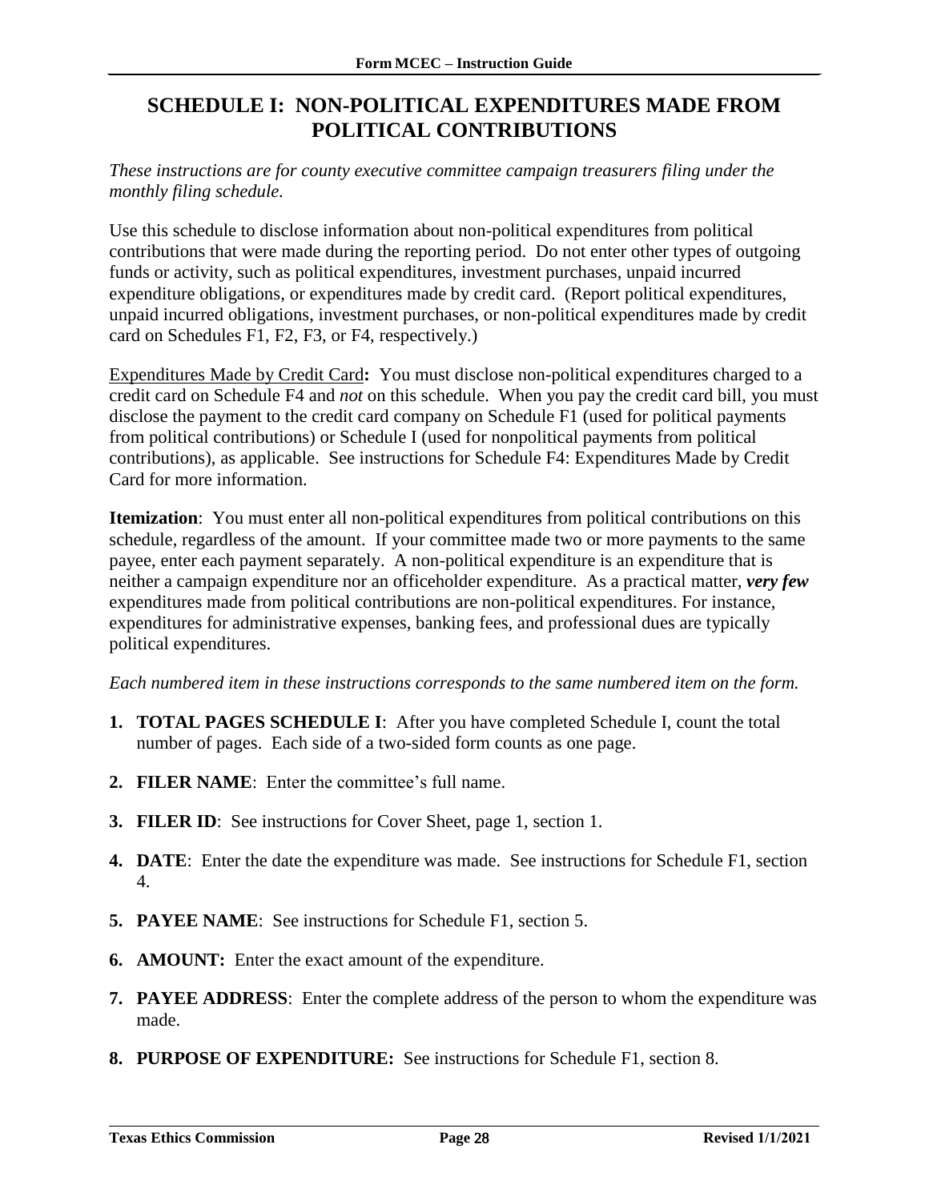# SCHEDULE I: NON-POLITICAL EXPENDITURES MADE FROM POLITICAL CONTRIBUTIONS

*These instructions are for county executive committee campaign treasurers filing under the monthly filing schedule.*

Use this schedule to disclose information about non-political expenditures from political contributions that were made during the reporting period. Do not enter other types of outgoing funds or activity, such as political expenditures, investment purchases, unpaid incurred expenditure obligations, or expenditures made by credit card. (Report political expenditures, unpaid incurred obligations, investment purchases, or non-political expenditures made by credit card on Schedules F1, F2, F3, or F4, respectively.)

<u>Expenditures Made by Credit Card</u>**:** You must disclose non-political expenditures charged to a credit card on Schedule F4 and *not* on this schedule. When you pay the credit card bill, you must disclose the payment to the credit card company on Schedule F1 (used for political payments from political contributions) or Schedule I (used for nonpolitical payments from political contributions), as applicable. See instructions for Schedule F4: Expenditures Made by Credit Card for more information.

**Itemization**: You must enter all non-political expenditures from political contributions on this schedule, regardless of the amount. If your committee made two or more payments to the same payee, enter each payment separately. A non-political expenditure is an expenditure that is neither a campaign expenditure nor an officeholder expenditure. As a practical matter, ***very few*** expenditures made from political contributions are non-political expenditures. For instance, expenditures for administrative expenses, banking fees, and professional dues are typically political expenditures.

*Each numbered item in these instructions corresponds to the same numbered item on the form.*

1. **TOTAL PAGES SCHEDULE I**: After you have completed Schedule I, count the total number of pages. Each side of a two-sided form counts as one page.
2. **FILER NAME**: Enter the committee's full name.
3. **FILER ID**: See instructions for Cover Sheet, page 1, section 1.
4. **DATE**: Enter the date the expenditure was made. See instructions for Schedule F1, section 4.
5. **PAYEE NAME**: See instructions for Schedule F1, section 5.
6. **AMOUNT:** Enter the exact amount of the expenditure.
7. **PAYEE ADDRESS**: Enter the complete address of the person to whom the expenditure was made.
8. **PURPOSE OF EXPENDITURE:** See instructions for Schedule F1, section 8.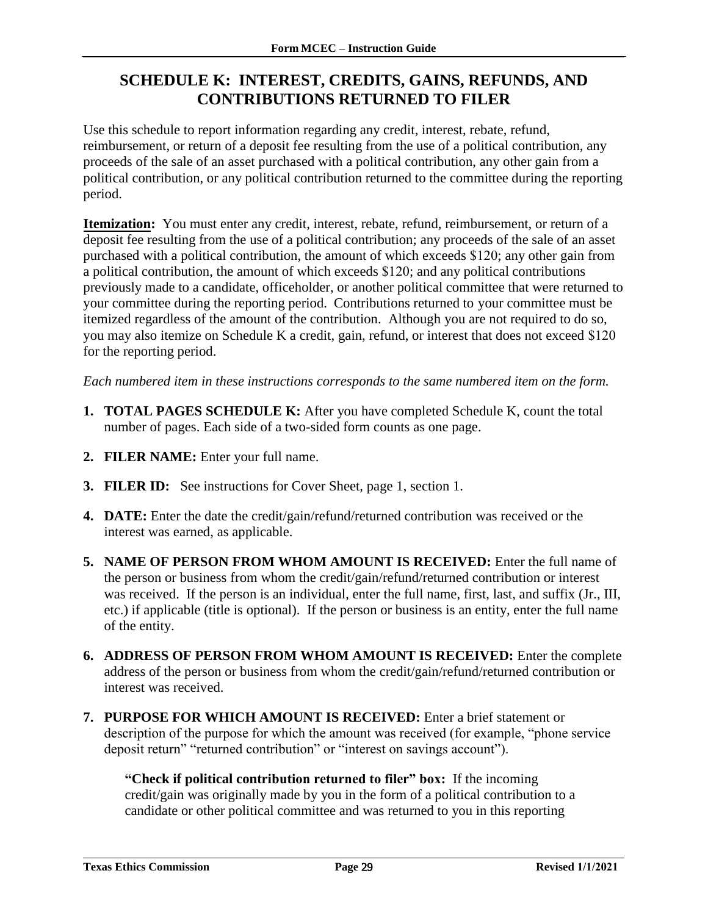# SCHEDULE K: INTEREST, CREDITS, GAINS, REFUNDS, AND CONTRIBUTIONS RETURNED TO FILER

Use this schedule to report information regarding any credit, interest, rebate, refund, reimbursement, or return of a deposit fee resulting from the use of a political contribution, any proceeds of the sale of an asset purchased with a political contribution, any other gain from a political contribution, or any political contribution returned to the committee during the reporting period.

**Itemization:** You must enter any credit, interest, rebate, refund, reimbursement, or return of a deposit fee resulting from the use of a political contribution; any proceeds of the sale of an asset purchased with a political contribution, the amount of which exceeds \$120; any other gain from a political contribution, the amount of which exceeds \$120; and any political contributions previously made to a candidate, officeholder, or another political committee that were returned to your committee during the reporting period. Contributions returned to your committee must be itemized regardless of the amount of the contribution. Although you are not required to do so, you may also itemize on Schedule K a credit, gain, refund, or interest that does not exceed \$120 for the reporting period.

*Each numbered item in these instructions corresponds to the same numbered item on the form.*

1. **TOTAL PAGES SCHEDULE K:** After you have completed Schedule K, count the total number of pages. Each side of a two-sided form counts as one page.

2. **FILER NAME:** Enter your full name.

3. **FILER ID:** See instructions for Cover Sheet, page 1, section 1.

4. **DATE:** Enter the date the credit/gain/refund/returned contribution was received or the interest was earned, as applicable.

5. **NAME OF PERSON FROM WHOM AMOUNT IS RECEIVED:** Enter the full name of the person or business from whom the credit/gain/refund/returned contribution or interest was received. If the person is an individual, enter the full name, first, last, and suffix (Jr., III, etc.) if applicable (title is optional). If the person or business is an entity, enter the full name of the entity.

6. **ADDRESS OF PERSON FROM WHOM AMOUNT IS RECEIVED:** Enter the complete address of the person or business from whom the credit/gain/refund/returned contribution or interest was received.

7. **PURPOSE FOR WHICH AMOUNT IS RECEIVED:** Enter a brief statement or description of the purpose for which the amount was received (for example, "phone service deposit return" "returned contribution" or "interest on savings account").

   **"Check if political contribution returned to filer" box:** If the incoming credit/gain was originally made by you in the form of a political contribution to a candidate or other political committee and was returned to you in this reporting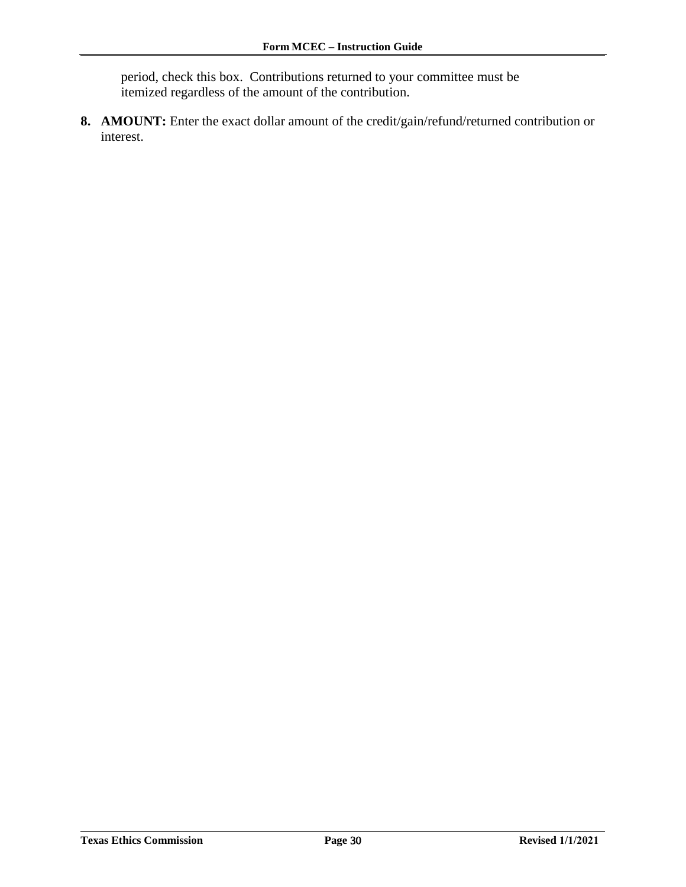period, check this box. Contributions returned to your committee must be itemized regardless of the amount of the contribution.

8. **AMOUNT:** Enter the exact dollar amount of the credit/gain/refund/returned contribution or interest.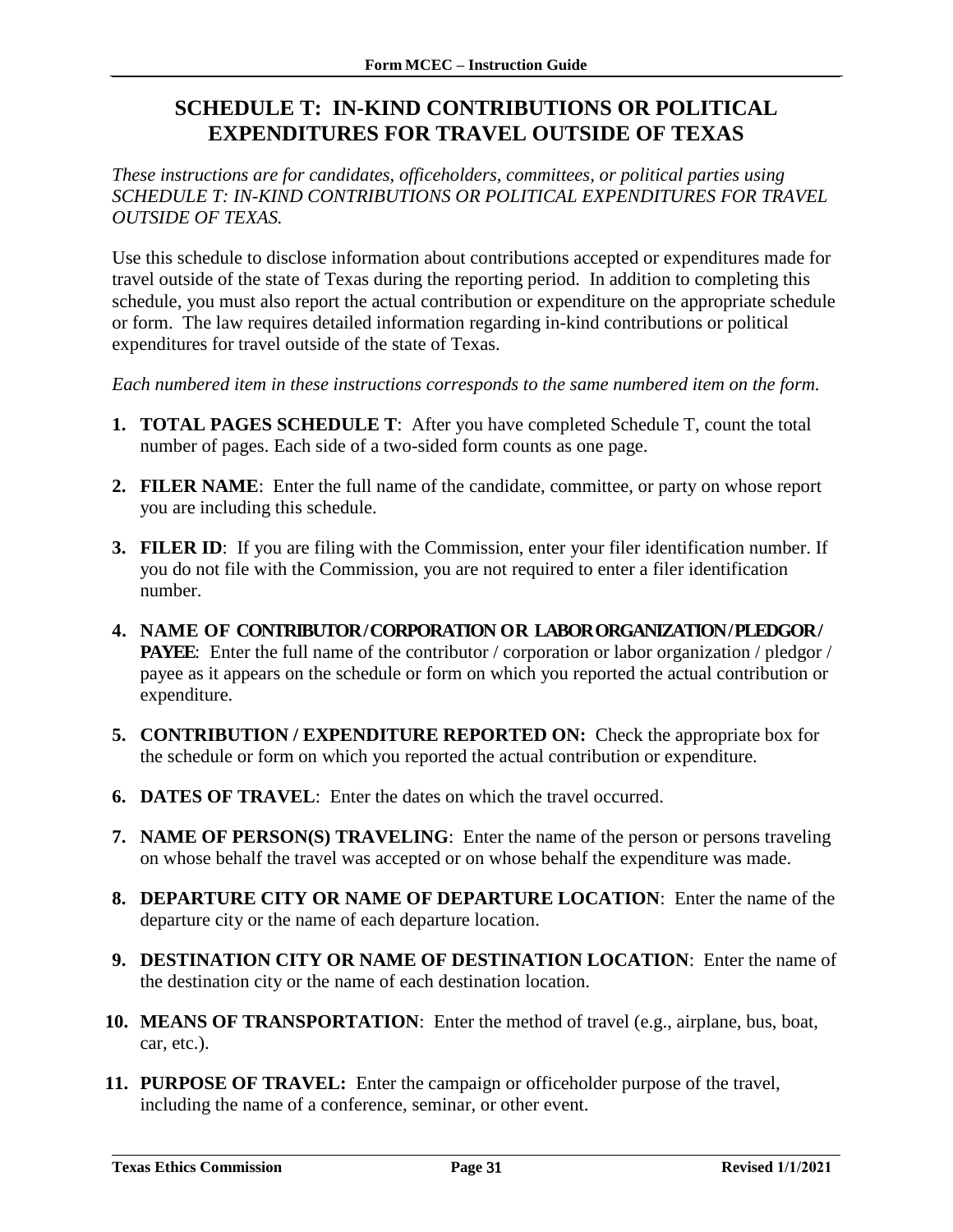# SCHEDULE T: IN-KIND CONTRIBUTIONS OR POLITICAL EXPENDITURES FOR TRAVEL OUTSIDE OF TEXAS

*These instructions are for candidates, officeholders, committees, or political parties using SCHEDULE T: IN-KIND CONTRIBUTIONS OR POLITICAL EXPENDITURES FOR TRAVEL OUTSIDE OF TEXAS.*

Use this schedule to disclose information about contributions accepted or expenditures made for travel outside of the state of Texas during the reporting period. In addition to completing this schedule, you must also report the actual contribution or expenditure on the appropriate schedule or form. The law requires detailed information regarding in-kind contributions or political expenditures for travel outside of the state of Texas.

*Each numbered item in these instructions corresponds to the same numbered item on the form.*

1. **TOTAL PAGES SCHEDULE T**: After you have completed Schedule T, count the total number of pages. Each side of a two-sided form counts as one page.
2. **FILER NAME**: Enter the full name of the candidate, committee, or party on whose report you are including this schedule.
3. **FILER ID**: If you are filing with the Commission, enter your filer identification number. If you do not file with the Commission, you are not required to enter a filer identification number.
4. **NAME OF CONTRIBUTOR / CORPORATION OR LABOR ORGANIZATION / PLEDGOR / PAYEE**: Enter the full name of the contributor / corporation or labor organization / pledgor / payee as it appears on the schedule or form on which you reported the actual contribution or expenditure.
5. **CONTRIBUTION / EXPENDITURE REPORTED ON:** Check the appropriate box for the schedule or form on which you reported the actual contribution or expenditure.
6. **DATES OF TRAVEL**: Enter the dates on which the travel occurred.
7. **NAME OF PERSON(S) TRAVELING**: Enter the name of the person or persons traveling on whose behalf the travel was accepted or on whose behalf the expenditure was made.
8. **DEPARTURE CITY OR NAME OF DEPARTURE LOCATION**: Enter the name of the departure city or the name of each departure location.
9. **DESTINATION CITY OR NAME OF DESTINATION LOCATION**: Enter the name of the destination city or the name of each destination location.
10. **MEANS OF TRANSPORTATION**: Enter the method of travel (e.g., airplane, bus, boat, car, etc.).
11. **PURPOSE OF TRAVEL:** Enter the campaign or officeholder purpose of the travel, including the name of a conference, seminar, or other event.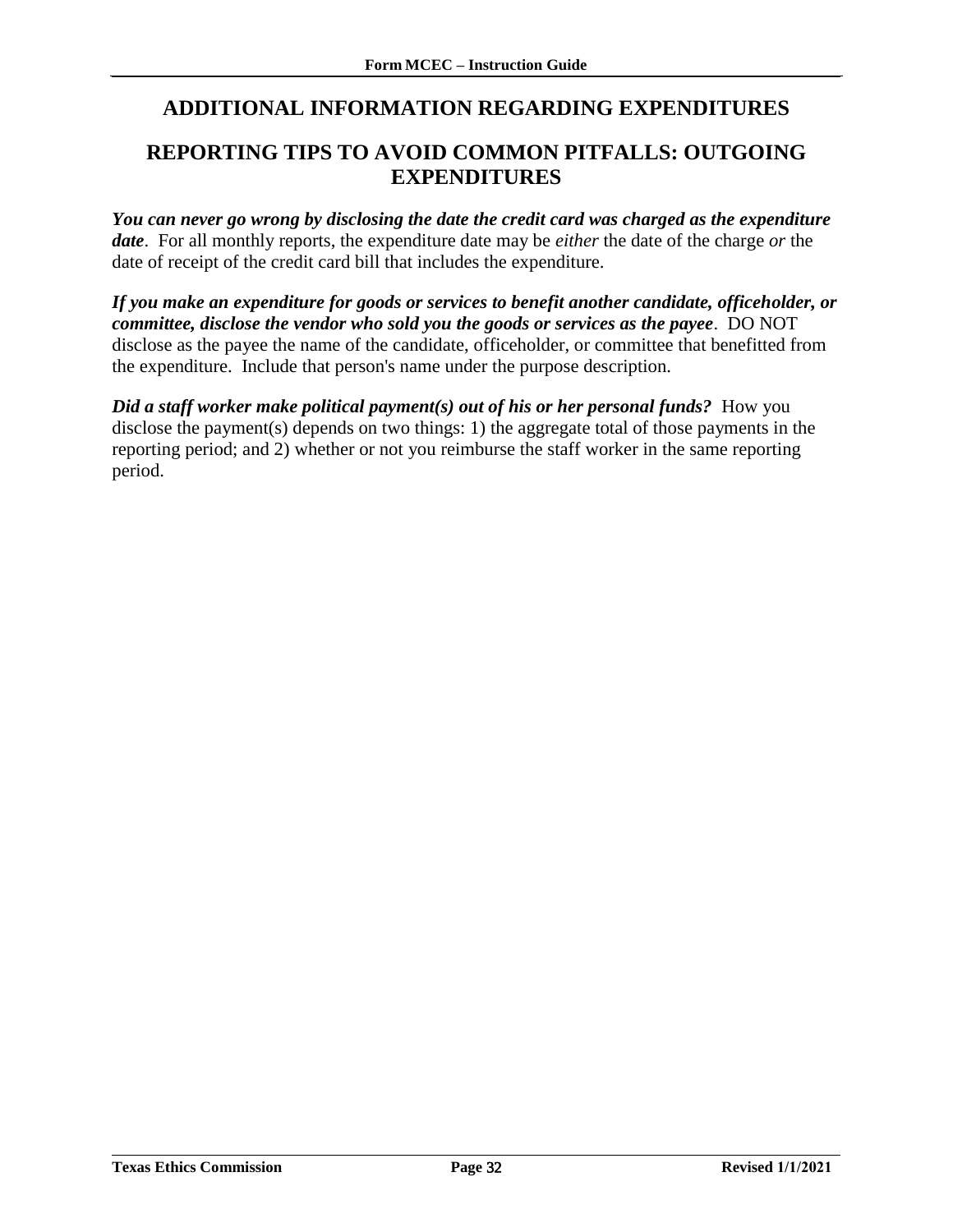## ADDITIONAL INFORMATION REGARDING EXPENDITURES

## REPORTING TIPS TO AVOID COMMON PITFALLS: OUTGOING EXPENDITURES

***You can never go wrong by disclosing the date the credit card was charged as the expenditure date***. For all monthly reports, the expenditure date may be *either* the date of the charge *or* the date of receipt of the credit card bill that includes the expenditure.

***If you make an expenditure for goods or services to benefit another candidate, officeholder, or committee, disclose the vendor who sold you the goods or services as the payee***. DO NOT disclose as the payee the name of the candidate, officeholder, or committee that benefitted from the expenditure. Include that person's name under the purpose description.

***Did a staff worker make political payment(s) out of his or her personal funds?*** How you disclose the payment(s) depends on two things: 1) the aggregate total of those payments in the reporting period; and 2) whether or not you reimburse the staff worker in the same reporting period.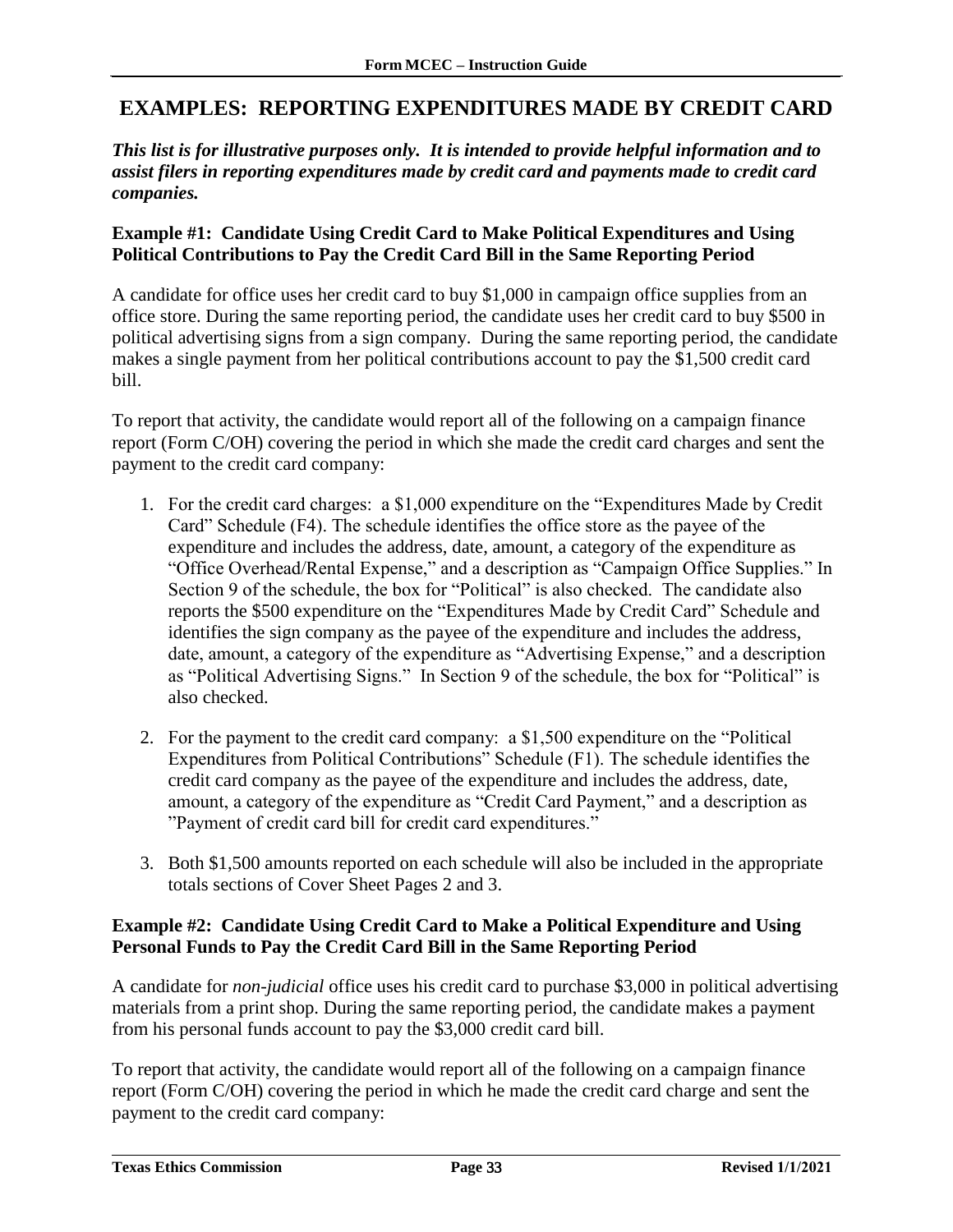## EXAMPLES: REPORTING EXPENDITURES MADE BY CREDIT CARD

***This list is for illustrative purposes only. It is intended to provide helpful information and to assist filers in reporting expenditures made by credit card and payments made to credit card companies.***

### Example #1: Candidate Using Credit Card to Make Political Expenditures and Using Political Contributions to Pay the Credit Card Bill in the Same Reporting Period

A candidate for office uses her credit card to buy $1,000 in campaign office supplies from an office store. During the same reporting period, the candidate uses her credit card to buy $500 in political advertising signs from a sign company. During the same reporting period, the candidate makes a single payment from her political contributions account to pay the $1,500 credit card bill.

To report that activity, the candidate would report all of the following on a campaign finance report (Form C/OH) covering the period in which she made the credit card charges and sent the payment to the credit card company:

1. For the credit card charges: a $1,000 expenditure on the "Expenditures Made by Credit Card" Schedule (F4). The schedule identifies the office store as the payee of the expenditure and includes the address, date, amount, a category of the expenditure as "Office Overhead/Rental Expense," and a description as "Campaign Office Supplies." In Section 9 of the schedule, the box for "Political" is also checked. The candidate also reports the $500 expenditure on the "Expenditures Made by Credit Card" Schedule and identifies the sign company as the payee of the expenditure and includes the address, date, amount, a category of the expenditure as "Advertising Expense," and a description as "Political Advertising Signs." In Section 9 of the schedule, the box for "Political" is also checked.

2. For the payment to the credit card company: a $1,500 expenditure on the "Political Expenditures from Political Contributions" Schedule (F1). The schedule identifies the credit card company as the payee of the expenditure and includes the address, date, amount, a category of the expenditure as "Credit Card Payment," and a description as "Payment of credit card bill for credit card expenditures."

3. Both $1,500 amounts reported on each schedule will also be included in the appropriate totals sections of Cover Sheet Pages 2 and 3.

### Example #2: Candidate Using Credit Card to Make a Political Expenditure and Using Personal Funds to Pay the Credit Card Bill in the Same Reporting Period

A candidate for *non-judicial* office uses his credit card to purchase $3,000 in political advertising materials from a print shop. During the same reporting period, the candidate makes a payment from his personal funds account to pay the $3,000 credit card bill.

To report that activity, the candidate would report all of the following on a campaign finance report (Form C/OH) covering the period in which he made the credit card charge and sent the payment to the credit card company: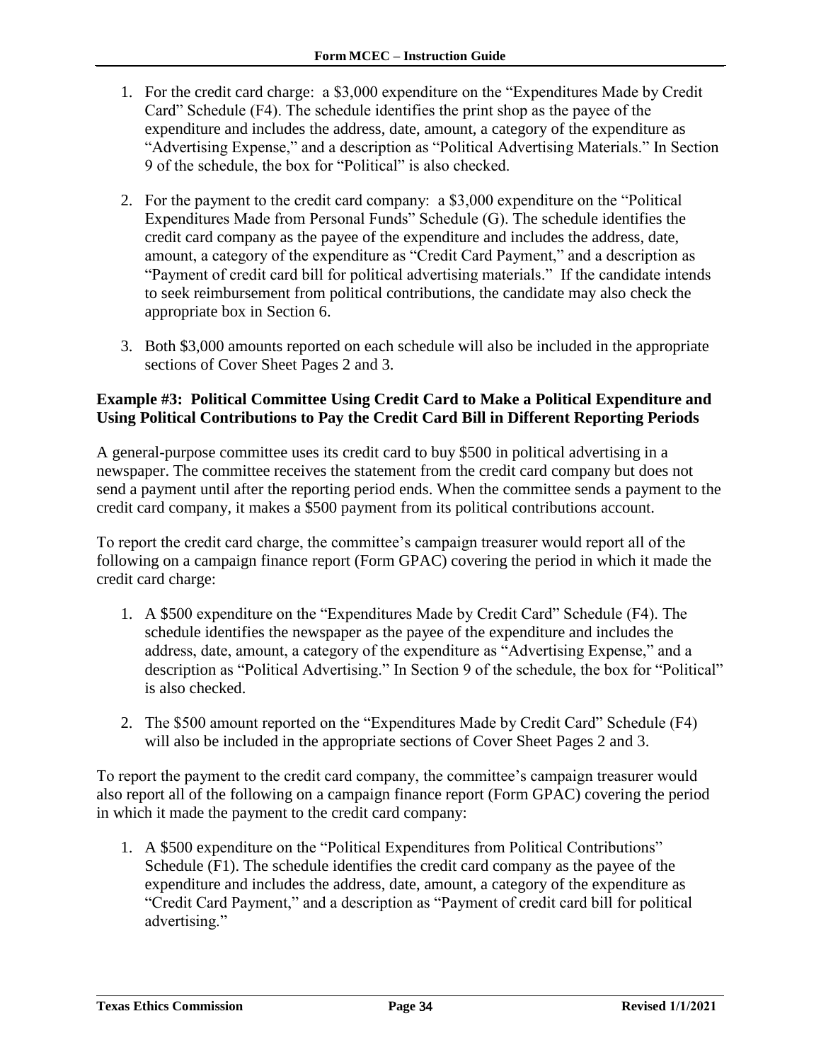1. For the credit card charge: a $3,000 expenditure on the "Expenditures Made by Credit Card" Schedule (F4). The schedule identifies the print shop as the payee of the expenditure and includes the address, date, amount, a category of the expenditure as "Advertising Expense," and a description as "Political Advertising Materials." In Section 9 of the schedule, the box for "Political" is also checked.

2. For the payment to the credit card company: a $3,000 expenditure on the "Political Expenditures Made from Personal Funds" Schedule (G). The schedule identifies the credit card company as the payee of the expenditure and includes the address, date, amount, a category of the expenditure as "Credit Card Payment," and a description as "Payment of credit card bill for political advertising materials." If the candidate intends to seek reimbursement from political contributions, the candidate may also check the appropriate box in Section 6.

3. Both $3,000 amounts reported on each schedule will also be included in the appropriate sections of Cover Sheet Pages 2 and 3.

**Example #3: Political Committee Using Credit Card to Make a Political Expenditure and Using Political Contributions to Pay the Credit Card Bill in Different Reporting Periods**

A general-purpose committee uses its credit card to buy $500 in political advertising in a newspaper. The committee receives the statement from the credit card company but does not send a payment until after the reporting period ends. When the committee sends a payment to the credit card company, it makes a $500 payment from its political contributions account.

To report the credit card charge, the committee's campaign treasurer would report all of the following on a campaign finance report (Form GPAC) covering the period in which it made the credit card charge:

1. A $500 expenditure on the "Expenditures Made by Credit Card" Schedule (F4). The schedule identifies the newspaper as the payee of the expenditure and includes the address, date, amount, a category of the expenditure as "Advertising Expense," and a description as "Political Advertising." In Section 9 of the schedule, the box for "Political" is also checked.

2. The $500 amount reported on the "Expenditures Made by Credit Card" Schedule (F4) will also be included in the appropriate sections of Cover Sheet Pages 2 and 3.

To report the payment to the credit card company, the committee's campaign treasurer would also report all of the following on a campaign finance report (Form GPAC) covering the period in which it made the payment to the credit card company:

1. A $500 expenditure on the "Political Expenditures from Political Contributions" Schedule (F1). The schedule identifies the credit card company as the payee of the expenditure and includes the address, date, amount, a category of the expenditure as "Credit Card Payment," and a description as "Payment of credit card bill for political advertising."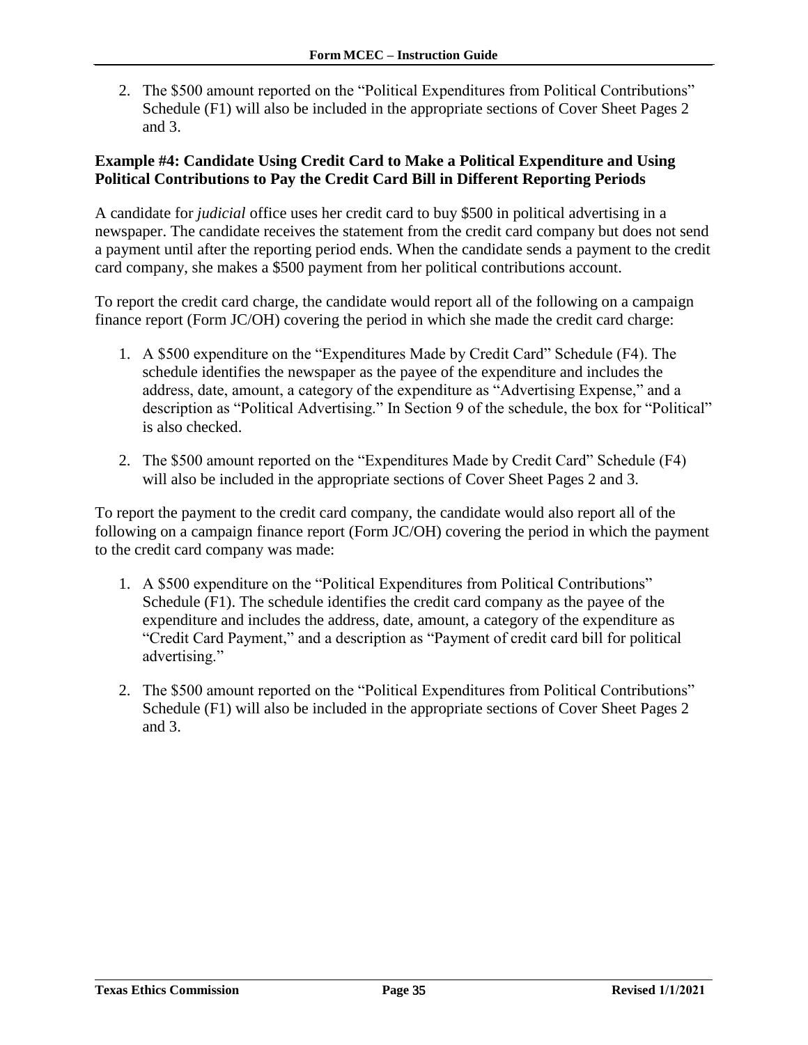2. The $500 amount reported on the "Political Expenditures from Political Contributions" Schedule (F1) will also be included in the appropriate sections of Cover Sheet Pages 2 and 3.

### Example #4: Candidate Using Credit Card to Make a Political Expenditure and Using Political Contributions to Pay the Credit Card Bill in Different Reporting Periods

A candidate for *judicial* office uses her credit card to buy $500 in political advertising in a newspaper. The candidate receives the statement from the credit card company but does not send a payment until after the reporting period ends. When the candidate sends a payment to the credit card company, she makes a $500 payment from her political contributions account.

To report the credit card charge, the candidate would report all of the following on a campaign finance report (Form JC/OH) covering the period in which she made the credit card charge:

1. A $500 expenditure on the "Expenditures Made by Credit Card" Schedule (F4). The schedule identifies the newspaper as the payee of the expenditure and includes the address, date, amount, a category of the expenditure as "Advertising Expense," and a description as "Political Advertising." In Section 9 of the schedule, the box for "Political" is also checked.

2. The $500 amount reported on the "Expenditures Made by Credit Card" Schedule (F4) will also be included in the appropriate sections of Cover Sheet Pages 2 and 3.

To report the payment to the credit card company, the candidate would also report all of the following on a campaign finance report (Form JC/OH) covering the period in which the payment to the credit card company was made:

1. A $500 expenditure on the "Political Expenditures from Political Contributions" Schedule (F1). The schedule identifies the credit card company as the payee of the expenditure and includes the address, date, amount, a category of the expenditure as "Credit Card Payment," and a description as "Payment of credit card bill for political advertising."

2. The $500 amount reported on the "Political Expenditures from Political Contributions" Schedule (F1) will also be included in the appropriate sections of Cover Sheet Pages 2 and 3.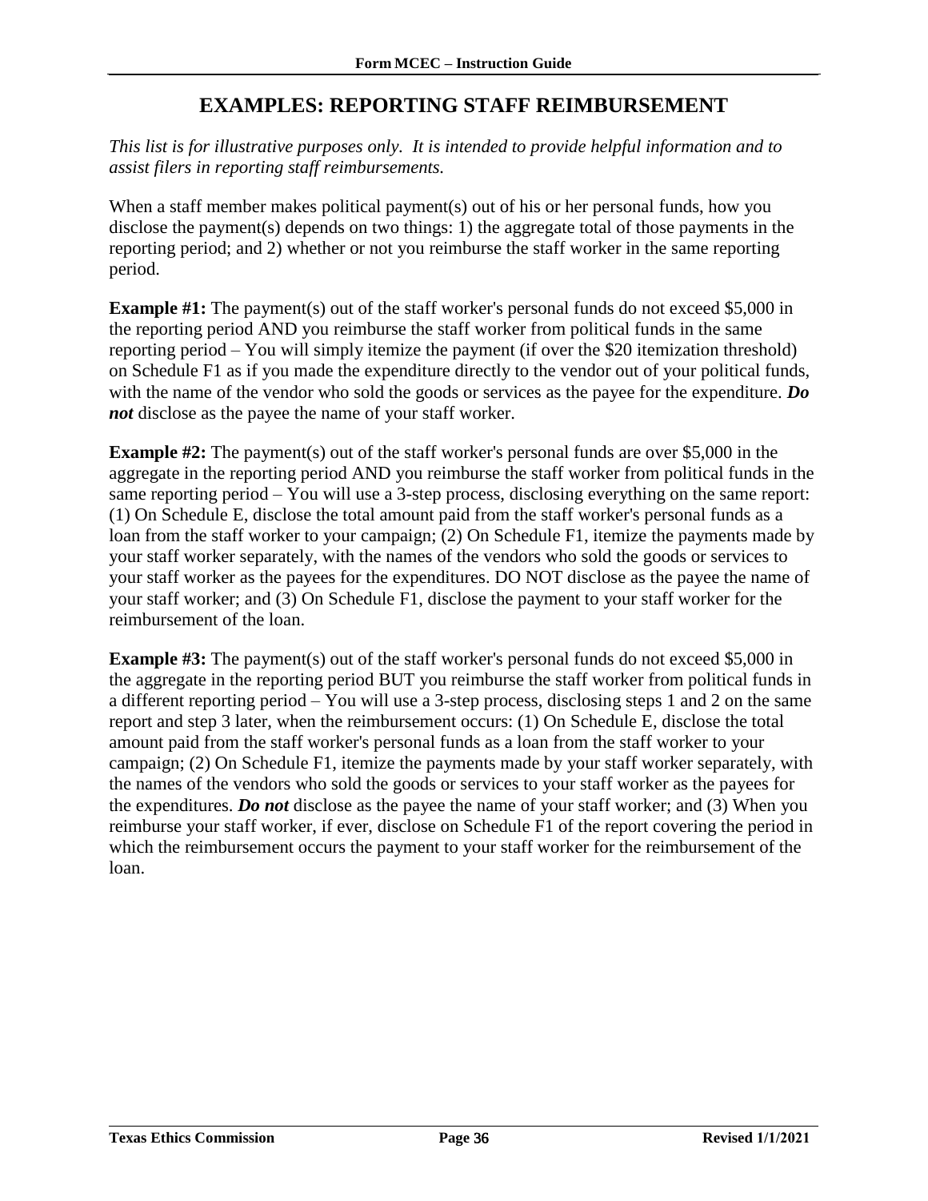# EXAMPLES: REPORTING STAFF REIMBURSEMENT

*This list is for illustrative purposes only. It is intended to provide helpful information and to assist filers in reporting staff reimbursements.*

When a staff member makes political payment(s) out of his or her personal funds, how you disclose the payment(s) depends on two things: 1) the aggregate total of those payments in the reporting period; and 2) whether or not you reimburse the staff worker in the same reporting period.

**Example #1:** The payment(s) out of the staff worker's personal funds do not exceed $5,000 in the reporting period AND you reimburse the staff worker from political funds in the same reporting period – You will simply itemize the payment (if over the $20 itemization threshold) on Schedule F1 as if you made the expenditure directly to the vendor out of your political funds, with the name of the vendor who sold the goods or services as the payee for the expenditure. ***Do not*** disclose as the payee the name of your staff worker.

**Example #2:** The payment(s) out of the staff worker's personal funds are over $5,000 in the aggregate in the reporting period AND you reimburse the staff worker from political funds in the same reporting period – You will use a 3-step process, disclosing everything on the same report: (1) On Schedule E, disclose the total amount paid from the staff worker's personal funds as a loan from the staff worker to your campaign; (2) On Schedule F1, itemize the payments made by your staff worker separately, with the names of the vendors who sold the goods or services to your staff worker as the payees for the expenditures. DO NOT disclose as the payee the name of your staff worker; and (3) On Schedule F1, disclose the payment to your staff worker for the reimbursement of the loan.

**Example #3:** The payment(s) out of the staff worker's personal funds do not exceed $5,000 in the aggregate in the reporting period BUT you reimburse the staff worker from political funds in a different reporting period – You will use a 3-step process, disclosing steps 1 and 2 on the same report and step 3 later, when the reimbursement occurs: (1) On Schedule E, disclose the total amount paid from the staff worker's personal funds as a loan from the staff worker to your campaign; (2) On Schedule F1, itemize the payments made by your staff worker separately, with the names of the vendors who sold the goods or services to your staff worker as the payees for the expenditures. ***Do not*** disclose as the payee the name of your staff worker; and (3) When you reimburse your staff worker, if ever, disclose on Schedule F1 of the report covering the period in which the reimbursement occurs the payment to your staff worker for the reimbursement of the loan.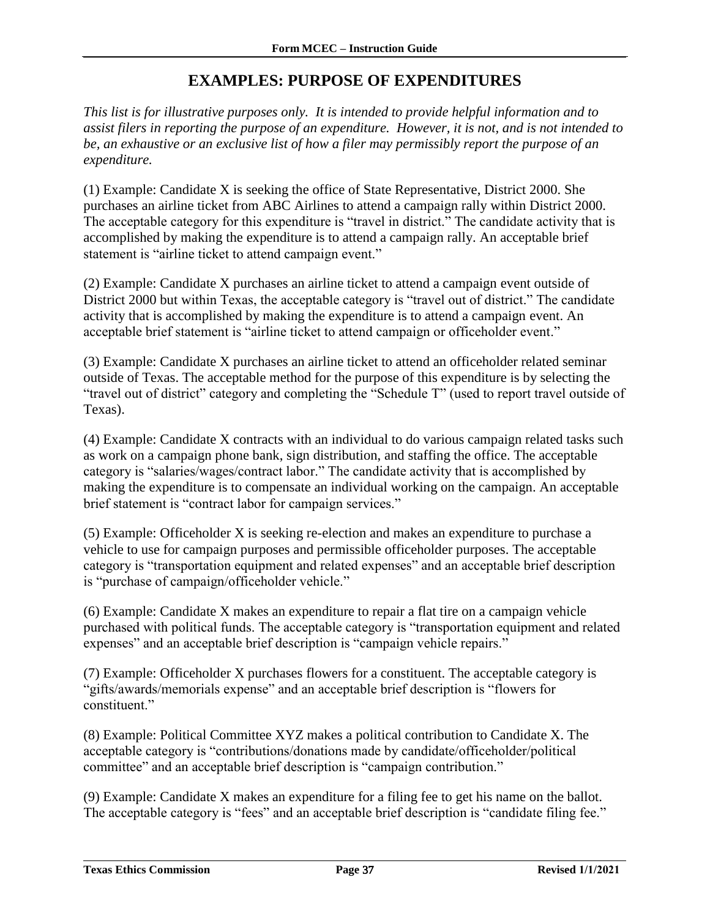## EXAMPLES: PURPOSE OF EXPENDITURES

*This list is for illustrative purposes only. It is intended to provide helpful information and to assist filers in reporting the purpose of an expenditure. However, it is not, and is not intended to be, an exhaustive or an exclusive list of how a filer may permissibly report the purpose of an expenditure.*

(1) Example: Candidate X is seeking the office of State Representative, District 2000. She purchases an airline ticket from ABC Airlines to attend a campaign rally within District 2000. The acceptable category for this expenditure is "travel in district." The candidate activity that is accomplished by making the expenditure is to attend a campaign rally. An acceptable brief statement is "airline ticket to attend campaign event."

(2) Example: Candidate X purchases an airline ticket to attend a campaign event outside of District 2000 but within Texas, the acceptable category is "travel out of district." The candidate activity that is accomplished by making the expenditure is to attend a campaign event. An acceptable brief statement is "airline ticket to attend campaign or officeholder event."

(3) Example: Candidate X purchases an airline ticket to attend an officeholder related seminar outside of Texas. The acceptable method for the purpose of this expenditure is by selecting the "travel out of district" category and completing the "Schedule T" (used to report travel outside of Texas).

(4) Example: Candidate X contracts with an individual to do various campaign related tasks such as work on a campaign phone bank, sign distribution, and staffing the office. The acceptable category is "salaries/wages/contract labor." The candidate activity that is accomplished by making the expenditure is to compensate an individual working on the campaign. An acceptable brief statement is "contract labor for campaign services."

(5) Example: Officeholder X is seeking re-election and makes an expenditure to purchase a vehicle to use for campaign purposes and permissible officeholder purposes. The acceptable category is "transportation equipment and related expenses" and an acceptable brief description is "purchase of campaign/officeholder vehicle."

(6) Example: Candidate X makes an expenditure to repair a flat tire on a campaign vehicle purchased with political funds. The acceptable category is "transportation equipment and related expenses" and an acceptable brief description is "campaign vehicle repairs."

(7) Example: Officeholder X purchases flowers for a constituent. The acceptable category is "gifts/awards/memorials expense" and an acceptable brief description is "flowers for constituent."

(8) Example: Political Committee XYZ makes a political contribution to Candidate X. The acceptable category is "contributions/donations made by candidate/officeholder/political committee" and an acceptable brief description is "campaign contribution."

(9) Example: Candidate X makes an expenditure for a filing fee to get his name on the ballot. The acceptable category is "fees" and an acceptable brief description is "candidate filing fee."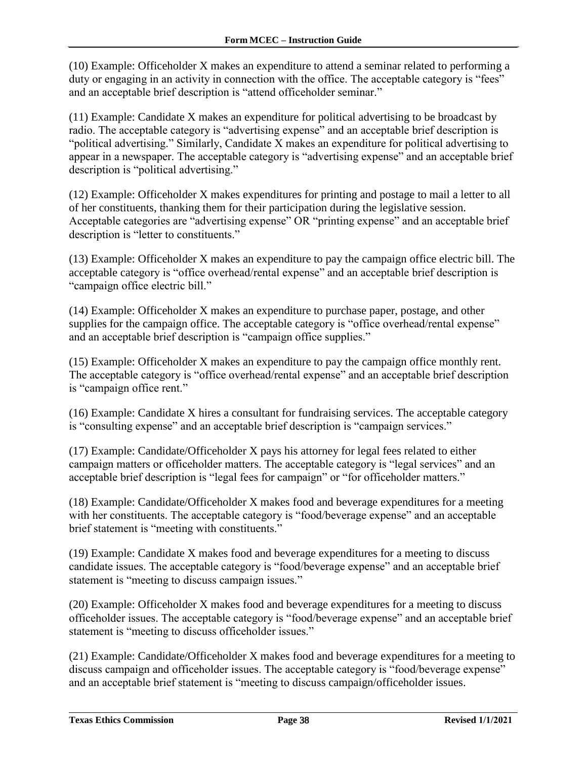(10) Example: Officeholder X makes an expenditure to attend a seminar related to performing a duty or engaging in an activity in connection with the office. The acceptable category is "fees" and an acceptable brief description is "attend officeholder seminar."

(11) Example: Candidate X makes an expenditure for political advertising to be broadcast by radio. The acceptable category is "advertising expense" and an acceptable brief description is "political advertising." Similarly, Candidate X makes an expenditure for political advertising to appear in a newspaper. The acceptable category is "advertising expense" and an acceptable brief description is "political advertising."

(12) Example: Officeholder X makes expenditures for printing and postage to mail a letter to all of her constituents, thanking them for their participation during the legislative session. Acceptable categories are "advertising expense" OR "printing expense" and an acceptable brief description is "letter to constituents."

(13) Example: Officeholder X makes an expenditure to pay the campaign office electric bill. The acceptable category is "office overhead/rental expense" and an acceptable brief description is "campaign office electric bill."

(14) Example: Officeholder X makes an expenditure to purchase paper, postage, and other supplies for the campaign office. The acceptable category is "office overhead/rental expense" and an acceptable brief description is "campaign office supplies."

(15) Example: Officeholder X makes an expenditure to pay the campaign office monthly rent. The acceptable category is "office overhead/rental expense" and an acceptable brief description is "campaign office rent."

(16) Example: Candidate X hires a consultant for fundraising services. The acceptable category is "consulting expense" and an acceptable brief description is "campaign services."

(17) Example: Candidate/Officeholder X pays his attorney for legal fees related to either campaign matters or officeholder matters. The acceptable category is "legal services" and an acceptable brief description is "legal fees for campaign" or "for officeholder matters."

(18) Example: Candidate/Officeholder X makes food and beverage expenditures for a meeting with her constituents. The acceptable category is "food/beverage expense" and an acceptable brief statement is "meeting with constituents."

(19) Example: Candidate X makes food and beverage expenditures for a meeting to discuss candidate issues. The acceptable category is "food/beverage expense" and an acceptable brief statement is "meeting to discuss campaign issues."

(20) Example: Officeholder X makes food and beverage expenditures for a meeting to discuss officeholder issues. The acceptable category is "food/beverage expense" and an acceptable brief statement is "meeting to discuss officeholder issues."

(21) Example: Candidate/Officeholder X makes food and beverage expenditures for a meeting to discuss campaign and officeholder issues. The acceptable category is "food/beverage expense" and an acceptable brief statement is "meeting to discuss campaign/officeholder issues.